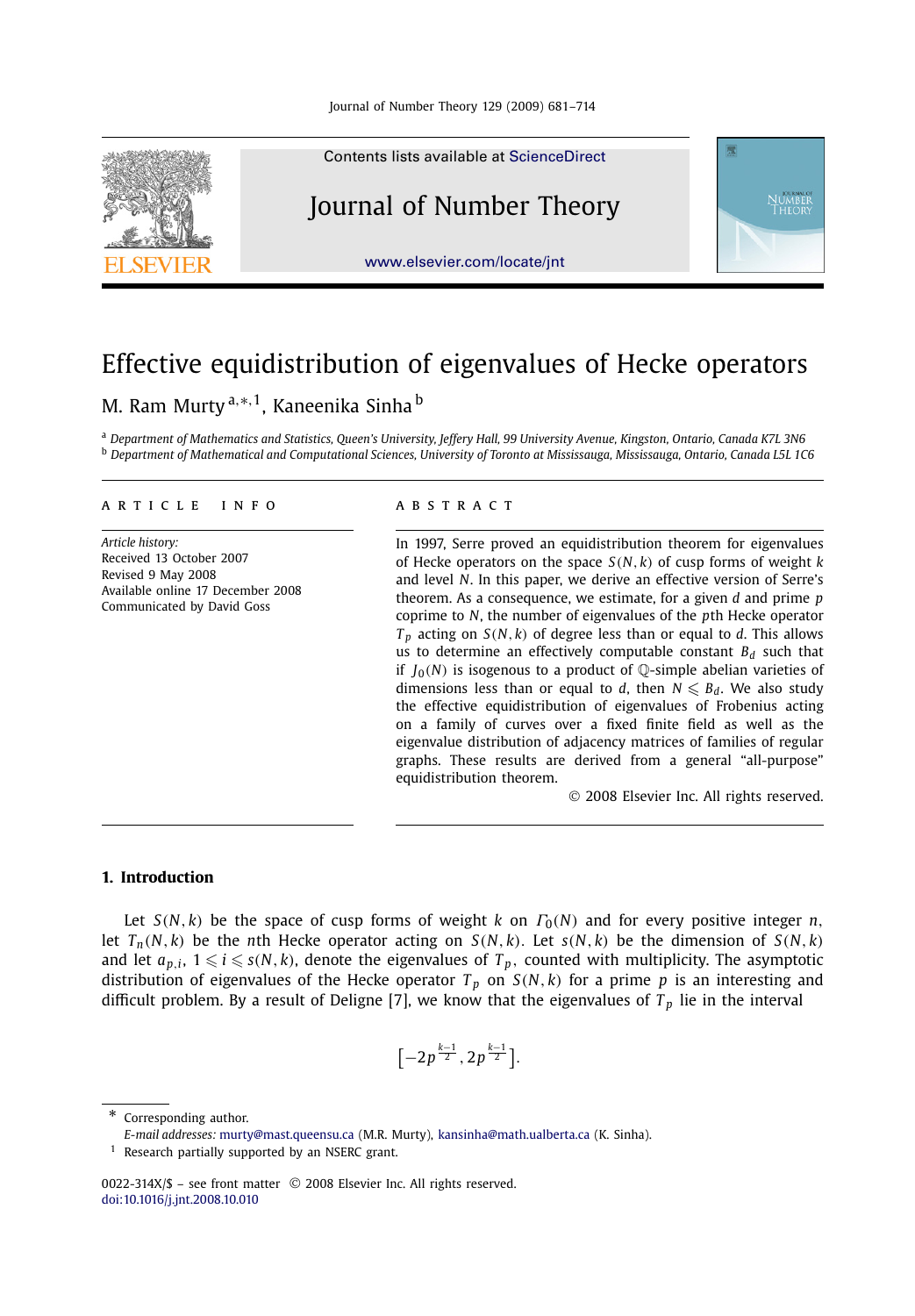# Effective equidistribution of eigenvalues of Hecke operators

M. Ram Murty [a,*,1], Kaneenika Sinha [b]

[a] Department of Mathematics and Statistics, Queen's University, Jeffery Hall, 99 University Avenue, Kingston, Ontario, Canada K7L 3N6

[b] Department of Mathematical and Computational Sciences, University of Toronto at Mississauga, Mississauga, Ontario, Canada L5L 1C6

**ARTICLE INFO**

*Article history:*
Received 13 October 2007
Revised 9 May 2008
Available online 17 December 2008
Communicated by David Goss

**ABSTRACT**

In 1997, Serre proved an equidistribution theorem for eigenvalues of Hecke operators on the space $S(N,k)$ of cusp forms of weight $k$ and level $N$. In this paper, we derive an effective version of Serre's theorem. As a consequence, we estimate, for a given $d$ and prime $p$ coprime to $N$, the number of eigenvalues of the $p$th Hecke operator $T_p$ acting on $S(N,k)$ of degree less than or equal to $d$. This allows us to determine an effectively computable constant $B_d$ such that if $J_0(N)$ is isogenous to a product of $\mathbb{Q}$-simple abelian varieties of dimensions less than or equal to $d$, then $N \leqslant B_d$. We also study the effective equidistribution of eigenvalues of Frobenius acting on a family of curves over a fixed finite field as well as the eigenvalue distribution of adjacency matrices of families of regular graphs. These results are derived from a general "all-purpose" equidistribution theorem.

© 2008 Elsevier Inc. All rights reserved.

## 1. Introduction

Let $S(N,k)$ be the space of cusp forms of weight $k$ on $\Gamma_0(N)$ and for every positive integer $n$, let $T_n(N,k)$ be the $n$th Hecke operator acting on $S(N,k)$. Let $s(N,k)$ be the dimension of $S(N,k)$ and let $a_{p,i}$, $1 \leqslant i \leqslant s(N,k)$, denote the eigenvalues of $T_p$, counted with multiplicity. The asymptotic distribution of eigenvalues of the Hecke operator $T_p$ on $S(N,k)$ for a prime $p$ is an interesting and difficult problem. By a result of Deligne [7], we know that the eigenvalues of $T_p$ lie in the interval

$$\left[-2p^{\frac{k-1}{2}}, 2p^{\frac{k-1}{2}}\right].$$

* Corresponding author.
*E-mail addresses:* murty@mast.queensu.ca (M.R. Murty), kansinha@math.ualberta.ca (K. Sinha).
[1] Research partially supported by an NSERC grant.

0022-314X/$ – see front matter © 2008 Elsevier Inc. All rights reserved.
doi:10.1016/j.jnt.2008.10.010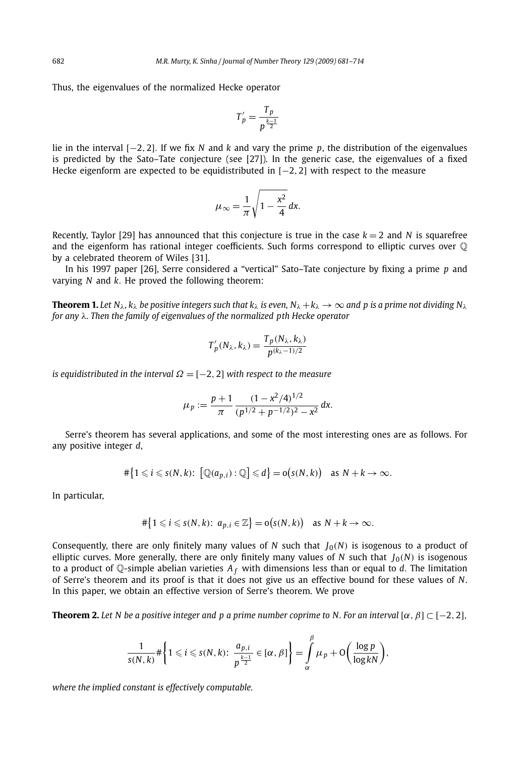Thus, the eigenvalues of the normalized Hecke operator

$$T'_p = \frac{T_p}{p^{\frac{k-1}{2}}}$$

lie in the interval $[-2, 2]$. If we fix $N$ and $k$ and vary the prime $p$, the distribution of the eigenvalues is predicted by the Sato–Tate conjecture (see [27]). In the generic case, the eigenvalues of a fixed Hecke eigenform are expected to be equidistributed in $[-2, 2]$ with respect to the measure

$$\mu_\infty = \frac{1}{\pi}\sqrt{1 - \frac{x^2}{4}}\, dx.$$

Recently, Taylor [29] has announced that this conjecture is true in the case $k = 2$ and $N$ is squarefree and the eigenform has rational integer coefficients. Such forms correspond to elliptic curves over $\mathbb{Q}$ by a celebrated theorem of Wiles [31].

In his 1997 paper [26], Serre considered a "vertical" Sato–Tate conjecture by fixing a prime $p$ and varying $N$ and $k$. He proved the following theorem:

**Theorem 1.** *Let $N_\lambda$, $k_\lambda$ be positive integers such that $k_\lambda$ is even, $N_\lambda + k_\lambda \to \infty$ and $p$ is a prime not dividing $N_\lambda$ for any $\lambda$. Then the family of eigenvalues of the normalized pth Hecke operator*

$$T'_p(N_\lambda, k_\lambda) = \frac{T_p(N_\lambda, k_\lambda)}{p^{(k_\lambda - 1)/2}}$$

*is equidistributed in the interval $\Omega = [-2, 2]$ with respect to the measure*

$$\mu_p := \frac{p+1}{\pi}\frac{(1 - x^2/4)^{1/2}}{(p^{1/2} + p^{-1/2})^2 - x^2}\, dx.$$

Serre's theorem has several applications, and some of the most interesting ones are as follows. For any positive integer $d$,

$$\#\{1 \leqslant i \leqslant s(N,k)\colon\ [\mathbb{Q}(a_{p,i}) : \mathbb{Q}] \leqslant d\} = \mathrm{o}(s(N,k)) \quad \text{as } N + k \to \infty.$$

In particular,

$$\#\{1 \leqslant i \leqslant s(N,k)\colon\ a_{p,i} \in \mathbb{Z}\} = \mathrm{o}(s(N,k)) \quad \text{as } N + k \to \infty.$$

Consequently, there are only finitely many values of $N$ such that $J_0(N)$ is isogenous to a product of elliptic curves. More generally, there are only finitely many values of $N$ such that $J_0(N)$ is isogenous to a product of $\mathbb{Q}$-simple abelian varieties $A_f$ with dimensions less than or equal to $d$. The limitation of Serre's theorem and its proof is that it does not give us an effective bound for these values of $N$. In this paper, we obtain an effective version of Serre's theorem. We prove

**Theorem 2.** *Let $N$ be a positive integer and $p$ a prime number coprime to $N$. For an interval $[\alpha, \beta] \subset [-2, 2]$,*

$$\frac{1}{s(N,k)}\#\left\{1 \leqslant i \leqslant s(N,k)\colon\ \frac{a_{p,i}}{p^{\frac{k-1}{2}}} \in [\alpha, \beta]\right\} = \int_\alpha^\beta \mu_p + \mathrm{O}\left(\frac{\log p}{\log kN}\right),$$

*where the implied constant is effectively computable.*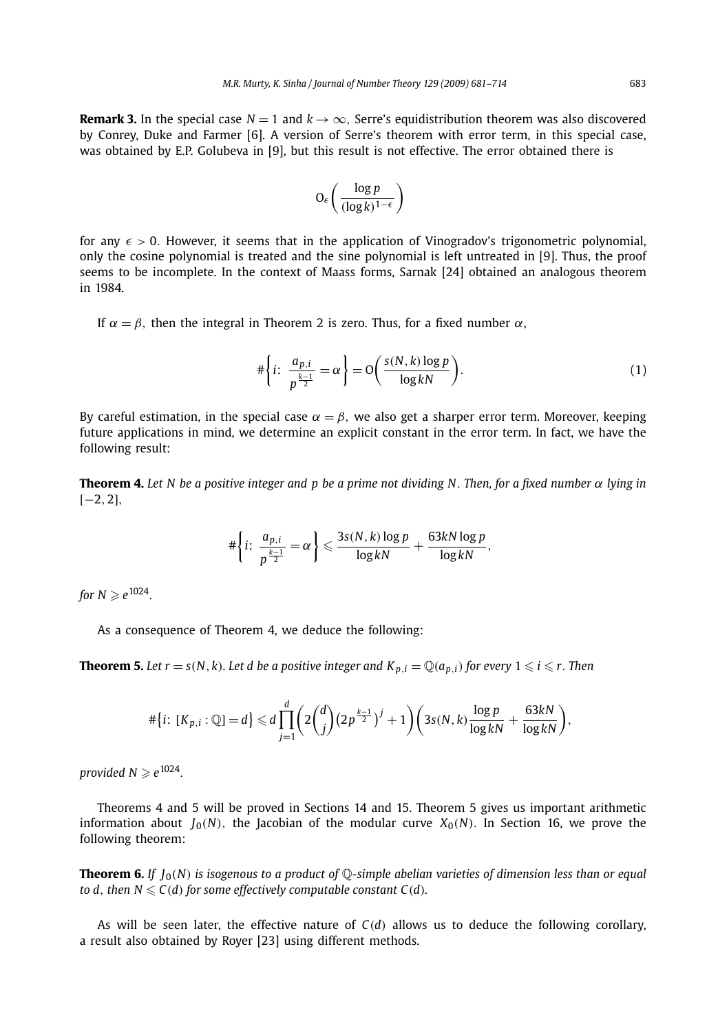**Remark 3.** In the special case $N = 1$ and $k \to \infty$, Serre's equidistribution theorem was also discovered by Conrey, Duke and Farmer [6]. A version of Serre's theorem with error term, in this special case, was obtained by E.P. Golubeva in [9], but this result is not effective. The error obtained there is

$$\mathrm{O}_\epsilon\left(\frac{\log p}{(\log k)^{1-\epsilon}}\right)$$

for any $\epsilon > 0$. However, it seems that in the application of Vinogradov's trigonometric polynomial, only the cosine polynomial is treated and the sine polynomial is left untreated in [9]. Thus, the proof seems to be incomplete. In the context of Maass forms, Sarnak [24] obtained an analogous theorem in 1984.

If $\alpha = \beta$, then the integral in Theorem 2 is zero. Thus, for a fixed number $\alpha$,

$$\#\left\{i\colon\ \frac{a_{p,i}}{p^{\frac{k-1}{2}}} = \alpha\right\} = \mathrm{O}\left(\frac{s(N,k)\log p}{\log kN}\right). \tag{1}$$

By careful estimation, in the special case $\alpha = \beta$, we also get a sharper error term. Moreover, keeping future applications in mind, we determine an explicit constant in the error term. In fact, we have the following result:

**Theorem 4.** *Let $N$ be a positive integer and $p$ be a prime not dividing $N$. Then, for a fixed number $\alpha$ lying in $[-2, 2]$,*

$$\#\left\{i\colon\ \frac{a_{p,i}}{p^{\frac{k-1}{2}}} = \alpha\right\} \leqslant \frac{3s(N,k)\log p}{\log kN} + \frac{63kN\log p}{\log kN},$$

*for $N \geqslant e^{1024}$.*

As a consequence of Theorem 4, we deduce the following:

**Theorem 5.** *Let $r = s(N,k)$. Let $d$ be a positive integer and $K_{p,i} = \mathbb{Q}(a_{p,i})$ for every $1 \leqslant i \leqslant r$. Then*

$$\#\left\{i\colon [K_{p,i} : \mathbb{Q}] = d\right\} \leqslant d\prod_{j=1}^{d}\left(2\binom{d}{j}\left(2p^{\frac{k-1}{2}}\right)^j + 1\right)\left(3s(N,k)\frac{\log p}{\log kN} + \frac{63kN}{\log kN}\right),$$

*provided $N \geqslant e^{1024}$.*

Theorems 4 and 5 will be proved in Sections 14 and 15. Theorem 5 gives us important arithmetic information about $J_0(N)$, the Jacobian of the modular curve $X_0(N)$. In Section 16, we prove the following theorem:

**Theorem 6.** *If $J_0(N)$ is isogenous to a product of $\mathbb{Q}$-simple abelian varieties of dimension less than or equal to $d$, then $N \leqslant C(d)$ for some effectively computable constant $C(d)$.*

As will be seen later, the effective nature of $C(d)$ allows us to deduce the following corollary, a result also obtained by Royer [23] using different methods.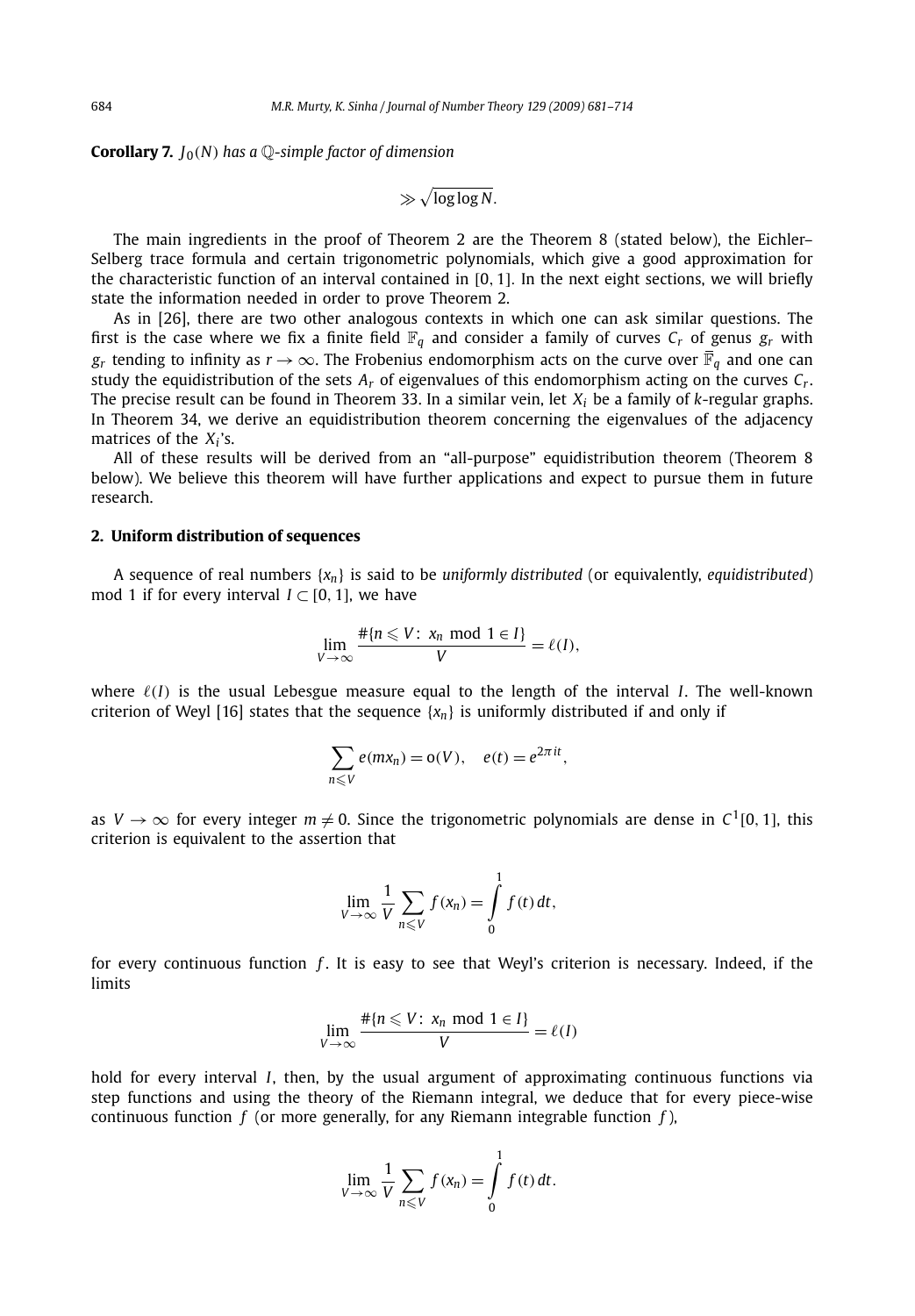**Corollary 7.** *$J_0(N)$ has a $\mathbb{Q}$-simple factor of dimension*

$$\gg \sqrt{\log\log N}.$$

The main ingredients in the proof of Theorem 2 are the Theorem 8 (stated below), the Eichler–Selberg trace formula and certain trigonometric polynomials, which give a good approximation for the characteristic function of an interval contained in $[0,1]$. In the next eight sections, we will briefly state the information needed in order to prove Theorem 2.

As in [26], there are two other analogous contexts in which one can ask similar questions. The first is the case where we fix a finite field $\mathbb{F}_q$ and consider a family of curves $C_r$ of genus $g_r$ with $g_r$ tending to infinity as $r \to \infty$. The Frobenius endomorphism acts on the curve over $\overline{\mathbb{F}}_q$ and one can study the equidistribution of the sets $A_r$ of eigenvalues of this endomorphism acting on the curves $C_r$. The precise result can be found in Theorem 33. In a similar vein, let $X_i$ be a family of $k$-regular graphs. In Theorem 34, we derive an equidistribution theorem concerning the eigenvalues of the adjacency matrices of the $X_i$'s.

All of these results will be derived from an "all-purpose" equidistribution theorem (Theorem 8 below). We believe this theorem will have further applications and expect to pursue them in future research.

## 2. Uniform distribution of sequences

A sequence of real numbers $\{x_n\}$ is said to be *uniformly distributed* (or equivalently, *equidistributed*) mod 1 if for every interval $I \subset [0,1]$, we have

$$\lim_{V\to\infty} \frac{\#\{n \leqslant V:\ x_n \bmod 1 \in I\}}{V} = \ell(I),$$

where $\ell(I)$ is the usual Lebesgue measure equal to the length of the interval $I$. The well-known criterion of Weyl [16] states that the sequence $\{x_n\}$ is uniformly distributed if and only if

$$\sum_{n\leqslant V} e(mx_n) = \mathrm{o}(V), \quad e(t) = e^{2\pi i t},$$

as $V \to \infty$ for every integer $m \neq 0$. Since the trigonometric polynomials are dense in $C^1[0,1]$, this criterion is equivalent to the assertion that

$$\lim_{V\to\infty} \frac{1}{V}\sum_{n\leqslant V} f(x_n) = \int_0^1 f(t)\,dt,$$

for every continuous function $f$. It is easy to see that Weyl's criterion is necessary. Indeed, if the limits

$$\lim_{V\to\infty} \frac{\#\{n \leqslant V:\ x_n \bmod 1 \in I\}}{V} = \ell(I)$$

hold for every interval $I$, then, by the usual argument of approximating continuous functions via step functions and using the theory of the Riemann integral, we deduce that for every piece-wise continuous function $f$ (or more generally, for any Riemann integrable function $f$),

$$\lim_{V\to\infty} \frac{1}{V}\sum_{n\leqslant V} f(x_n) = \int_0^1 f(t)\,dt.$$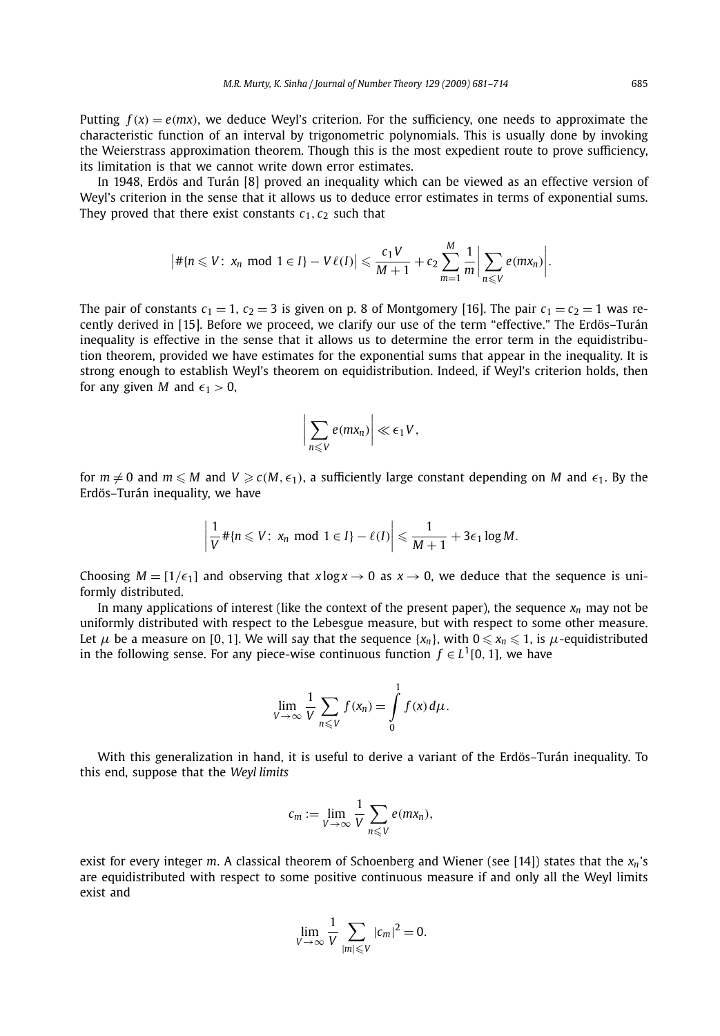Putting $f(x) = e(mx)$, we deduce Weyl's criterion. For the sufficiency, one needs to approximate the characteristic function of an interval by trigonometric polynomials. This is usually done by invoking the Weierstrass approximation theorem. Though this is the most expedient route to prove sufficiency, its limitation is that we cannot write down error estimates.

In 1948, Erdös and Turán [8] proved an inequality which can be viewed as an effective version of Weyl's criterion in the sense that it allows us to deduce error estimates in terms of exponential sums. They proved that there exist constants $c_1, c_2$ such that

$$\left|\#\{n \leqslant V\colon\ x_n \bmod 1 \in I\} - V\ell(I)\right| \leqslant \frac{c_1 V}{M+1} + c_2 \sum_{m=1}^{M} \frac{1}{m}\left|\sum_{n \leqslant V} e(mx_n)\right|.$$

The pair of constants $c_1 = 1$, $c_2 = 3$ is given on p. 8 of Montgomery [16]. The pair $c_1 = c_2 = 1$ was recently derived in [15]. Before we proceed, we clarify our use of the term "effective." The Erdös–Turán inequality is effective in the sense that it allows us to determine the error term in the equidistribution theorem, provided we have estimates for the exponential sums that appear in the inequality. It is strong enough to establish Weyl's theorem on equidistribution. Indeed, if Weyl's criterion holds, then for any given $M$ and $\epsilon_1 > 0$,

$$\left|\sum_{n \leqslant V} e(mx_n)\right| \ll \epsilon_1 V,$$

for $m \neq 0$ and $m \leqslant M$ and $V \geqslant c(M, \epsilon_1)$, a sufficiently large constant depending on $M$ and $\epsilon_1$. By the Erdös–Turán inequality, we have

$$\left|\frac{1}{V}\#\{n \leqslant V\colon\ x_n \bmod 1 \in I\} - \ell(I)\right| \leqslant \frac{1}{M+1} + 3\epsilon_1 \log M.$$

Choosing $M = [1/\epsilon_1]$ and observing that $x \log x \to 0$ as $x \to 0$, we deduce that the sequence is uniformly distributed.

In many applications of interest (like the context of the present paper), the sequence $x_n$ may not be uniformly distributed with respect to the Lebesgue measure, but with respect to some other measure. Let $\mu$ be a measure on $[0, 1]$. We will say that the sequence $\{x_n\}$, with $0 \leqslant x_n \leqslant 1$, is $\mu$-equidistributed in the following sense. For any piece-wise continuous function $f \in L^1[0, 1]$, we have

$$\lim_{V \to \infty} \frac{1}{V} \sum_{n \leqslant V} f(x_n) = \int_0^1 f(x)\, d\mu.$$

With this generalization in hand, it is useful to derive a variant of the Erdös–Turán inequality. To this end, suppose that the *Weyl limits*

$$c_m := \lim_{V \to \infty} \frac{1}{V} \sum_{n \leqslant V} e(mx_n),$$

exist for every integer $m$. A classical theorem of Schoenberg and Wiener (see [14]) states that the $x_n$'s are equidistributed with respect to some positive continuous measure if and only all the Weyl limits exist and

$$\lim_{V \to \infty} \frac{1}{V} \sum_{|m| \leqslant V} |c_m|^2 = 0.$$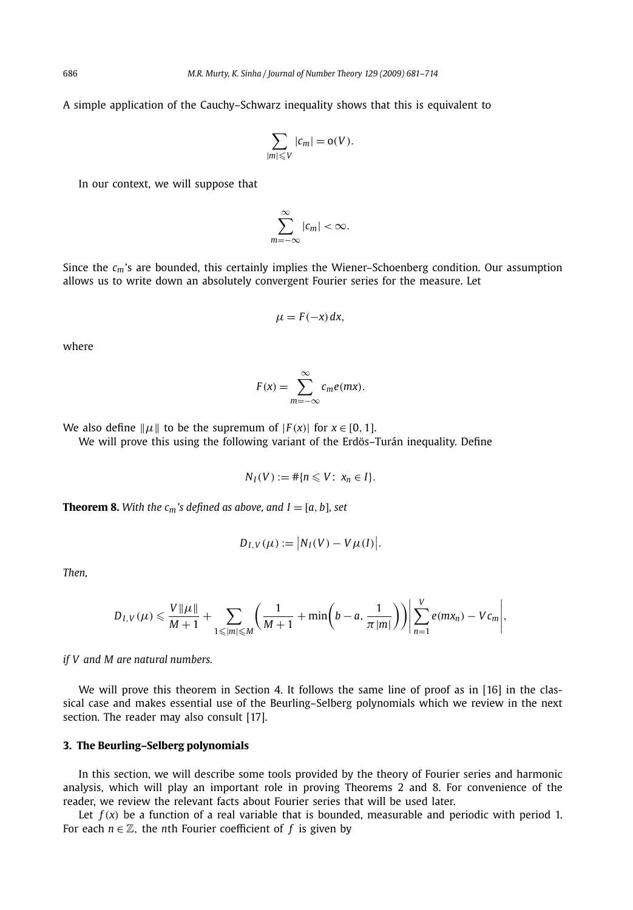A simple application of the Cauchy–Schwarz inequality shows that this is equivalent to

$$\sum_{|m| \leqslant V} |c_m| = o(V).$$

In our context, we will suppose that

$$\sum_{m=-\infty}^{\infty} |c_m| < \infty.$$

Since the $c_m$'s are bounded, this certainly implies the Wiener–Schoenberg condition. Our assumption allows us to write down an absolutely convergent Fourier series for the measure. Let

$$\mu = F(-x)\,dx,$$

where

$$F(x) = \sum_{m=-\infty}^{\infty} c_m e(mx).$$

We also define $\|\mu\|$ to be the supremum of $|F(x)|$ for $x \in [0, 1]$.

We will prove this using the following variant of the Erdös–Turán inequality. Define

$$N_I(V) := \#\{n \leqslant V:\ x_n \in I\}.$$

**Theorem 8.** *With the $c_m$'s defined as above, and $I = [a, b]$, set*

$$D_{I,V}(\mu) := \left| N_I(V) - V\mu(I) \right|.$$

*Then,*

$$D_{I,V}(\mu) \leqslant \frac{V\|\mu\|}{M+1} + \sum_{1 \leqslant |m| \leqslant M} \left( \frac{1}{M+1} + \min\left( b - a, \frac{1}{\pi |m|} \right) \right) \left| \sum_{n=1}^{V} e(mx_n) - Vc_m \right|,$$

*if $V$ and $M$ are natural numbers.*

We will prove this theorem in Section 4. It follows the same line of proof as in [16] in the classical case and makes essential use of the Beurling–Selberg polynomials which we review in the next section. The reader may also consult [17].

## 3. The Beurling–Selberg polynomials

In this section, we will describe some tools provided by the theory of Fourier series and harmonic analysis, which will play an important role in proving Theorems 2 and 8. For convenience of the reader, we review the relevant facts about Fourier series that will be used later.

Let $f(x)$ be a function of a real variable that is bounded, measurable and periodic with period 1. For each $n \in \mathbb{Z}$, the $n$th Fourier coefficient of $f$ is given by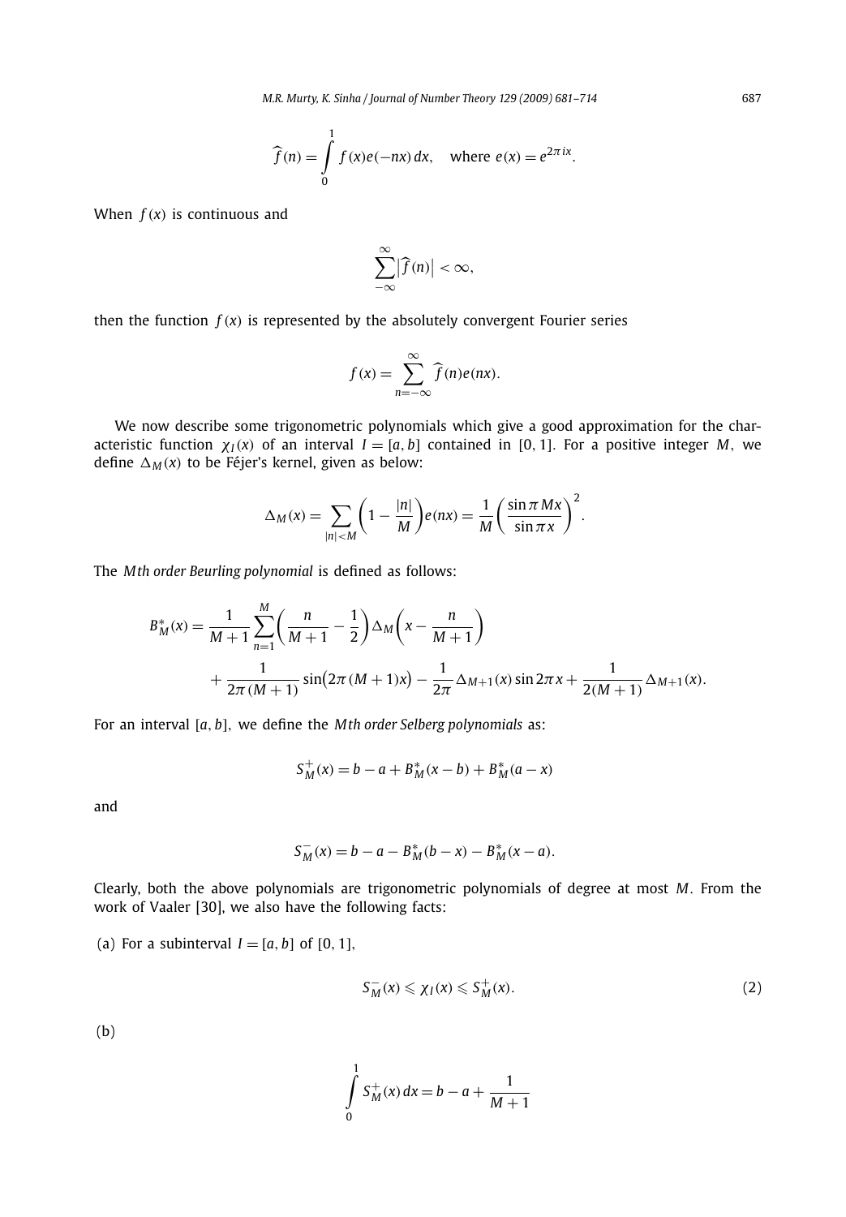$$\widehat{f}(n) = \int_0^1 f(x)e(-nx)\,dx, \quad \text{where } e(x) = e^{2\pi i x}.$$

When $f(x)$ is continuous and

$$\sum_{-\infty}^{\infty} \left|\widehat{f}(n)\right| < \infty,$$

then the function $f(x)$ is represented by the absolutely convergent Fourier series

$$f(x) = \sum_{n=-\infty}^{\infty} \widehat{f}(n)e(nx).$$

We now describe some trigonometric polynomials which give a good approximation for the characteristic function $\chi_I(x)$ of an interval $I = [a,b]$ contained in $[0,1]$. For a positive integer $M$, we define $\Delta_M(x)$ to be Féjer's kernel, given as below:

$$\Delta_M(x) = \sum_{|n|<M} \left(1 - \frac{|n|}{M}\right) e(nx) = \frac{1}{M}\left(\frac{\sin \pi Mx}{\sin \pi x}\right)^2.$$

The *Mth order Beurling polynomial* is defined as follows:

$$B_M^*(x) = \frac{1}{M+1}\sum_{n=1}^{M}\left(\frac{n}{M+1} - \frac{1}{2}\right)\Delta_M\left(x - \frac{n}{M+1}\right) + \frac{1}{2\pi(M+1)}\sin\bigl(2\pi(M+1)x\bigr) - \frac{1}{2\pi}\Delta_{M+1}(x)\sin 2\pi x + \frac{1}{2(M+1)}\Delta_{M+1}(x).$$

For an interval $[a,b]$, we define the *Mth order Selberg polynomials* as:

$$S_M^+(x) = b - a + B_M^*(x-b) + B_M^*(a-x)$$

and

$$S_M^-(x) = b - a - B_M^*(b-x) - B_M^*(x-a).$$

Clearly, both the above polynomials are trigonometric polynomials of degree at most $M$. From the work of Vaaler [30], we also have the following facts:

(a) For a subinterval $I = [a,b]$ of $[0,1]$,

$$S_M^-(x) \leqslant \chi_I(x) \leqslant S_M^+(x). \tag{2}$$

(b)

$$\int_0^1 S_M^+(x)\,dx = b - a + \frac{1}{M+1}$$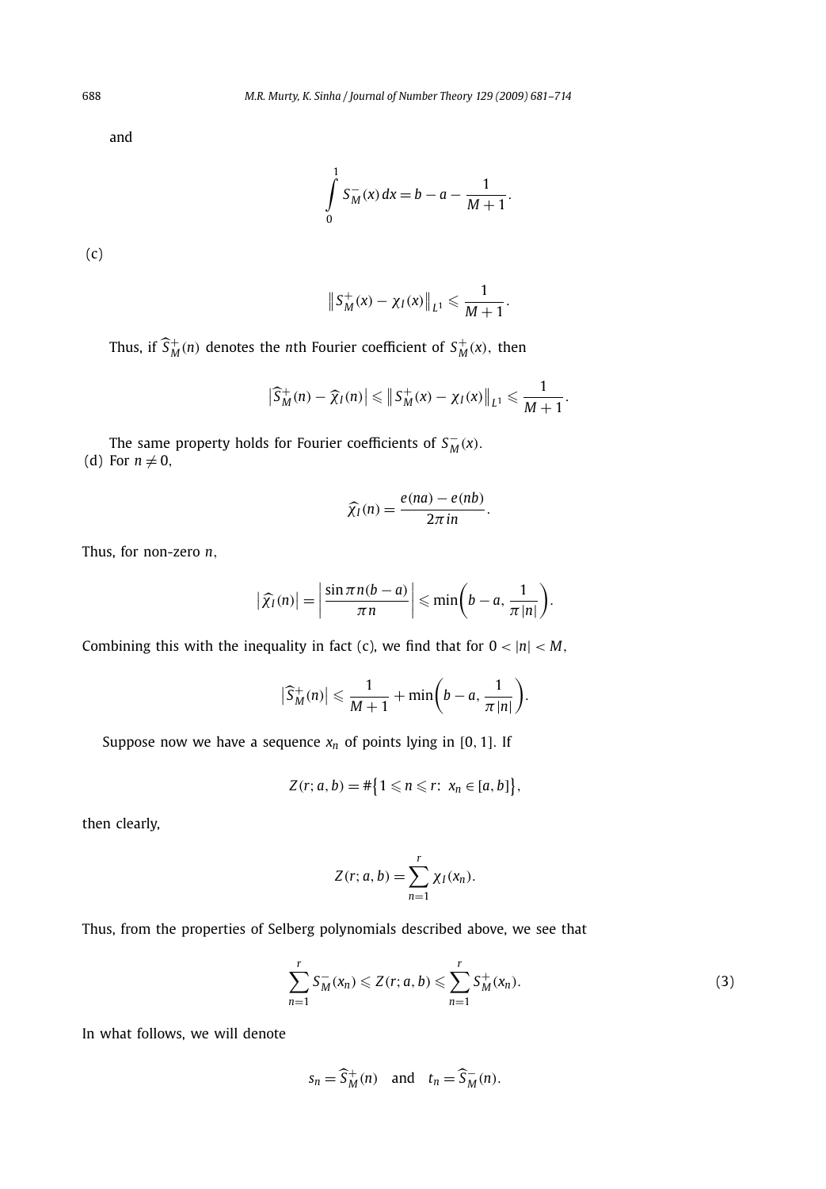and

$$\int_0^1 S_M^-(x)\,dx = b - a - \frac{1}{M+1}.$$

(c)

$$\left\| S_M^+(x) - \chi_I(x) \right\|_{L^1} \leqslant \frac{1}{M+1}.$$

Thus, if $\widehat{S}_M^+(n)$ denotes the $n$th Fourier coefficient of $S_M^+(x)$, then

$$\left|\widehat{S}_M^+(n) - \widehat{\chi}_I(n)\right| \leqslant \left\| S_M^+(x) - \chi_I(x) \right\|_{L^1} \leqslant \frac{1}{M+1}.$$

The same property holds for Fourier coefficients of $S_M^-(x)$.

(d) For $n \neq 0$,

$$\widehat{\chi}_I(n) = \frac{e(na) - e(nb)}{2\pi i n}.$$

Thus, for non-zero $n$,

$$\left|\widehat{\chi}_I(n)\right| = \left|\frac{\sin \pi n(b-a)}{\pi n}\right| \leqslant \min\left(b - a, \frac{1}{\pi |n|}\right).$$

Combining this with the inequality in fact (c), we find that for $0 < |n| < M$,

$$\left|\widehat{S}_M^+(n)\right| \leqslant \frac{1}{M+1} + \min\left(b - a, \frac{1}{\pi |n|}\right).$$

Suppose now we have a sequence $x_n$ of points lying in $[0, 1]$. If

$$Z(r; a, b) = \#\left\{1 \leqslant n \leqslant r\colon\ x_n \in [a, b]\right\},$$

then clearly,

$$Z(r; a, b) = \sum_{n=1}^{r} \chi_I(x_n).$$

Thus, from the properties of Selberg polynomials described above, we see that

$$\sum_{n=1}^{r} S_M^-(x_n) \leqslant Z(r; a, b) \leqslant \sum_{n=1}^{r} S_M^+(x_n). \tag{3}$$

In what follows, we will denote

$$s_n = \widehat{S}_M^+(n) \quad \text{and} \quad t_n = \widehat{S}_M^-(n).$$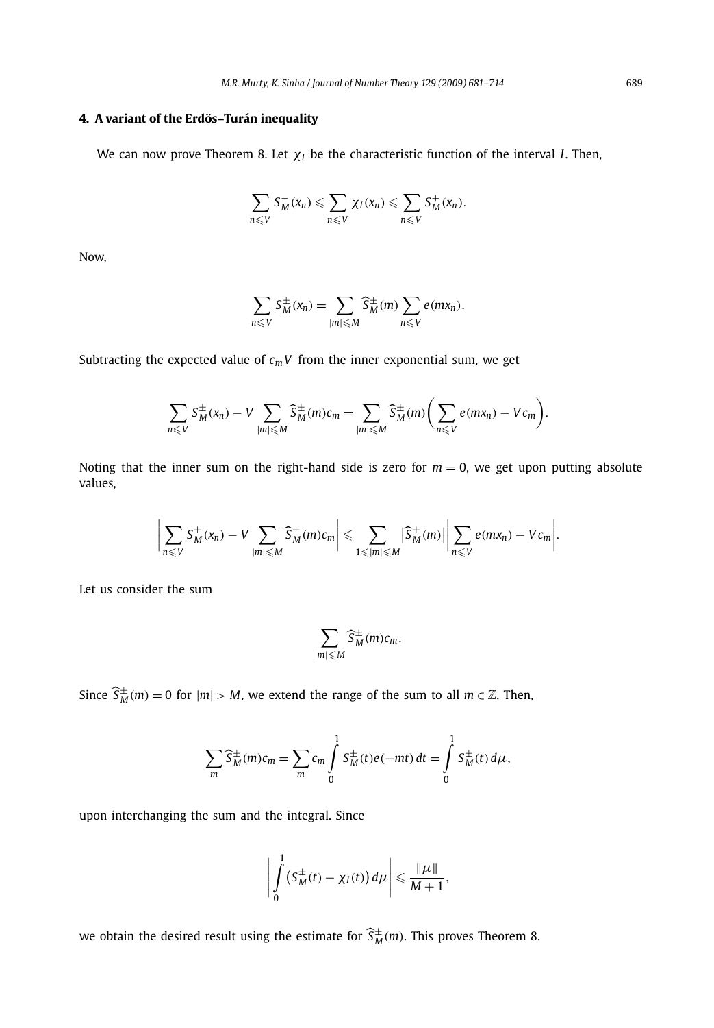## 4. A variant of the Erdös–Turán inequality

We can now prove Theorem 8. Let $\chi_I$ be the characteristic function of the interval $I$. Then,

$$\sum_{n \leqslant V} S_M^-(x_n) \leqslant \sum_{n \leqslant V} \chi_I(x_n) \leqslant \sum_{n \leqslant V} S_M^+(x_n).$$

Now,

$$\sum_{n \leqslant V} S_M^{\pm}(x_n) = \sum_{|m| \leqslant M} \widehat{S}_M^{\pm}(m) \sum_{n \leqslant V} e(mx_n).$$

Subtracting the expected value of $c_m V$ from the inner exponential sum, we get

$$\sum_{n \leqslant V} S_M^{\pm}(x_n) - V \sum_{|m| \leqslant M} \widehat{S}_M^{\pm}(m) c_m = \sum_{|m| \leqslant M} \widehat{S}_M^{\pm}(m) \left( \sum_{n \leqslant V} e(mx_n) - V c_m \right).$$

Noting that the inner sum on the right-hand side is zero for $m = 0$, we get upon putting absolute values,

$$\left| \sum_{n \leqslant V} S_M^{\pm}(x_n) - V \sum_{|m| \leqslant M} \widehat{S}_M^{\pm}(m) c_m \right| \leqslant \sum_{1 \leqslant |m| \leqslant M} \left| \widehat{S}_M^{\pm}(m) \right| \left| \sum_{n \leqslant V} e(mx_n) - V c_m \right|.$$

Let us consider the sum

$$\sum_{|m| \leqslant M} \widehat{S}_M^{\pm}(m) c_m.$$

Since $\widehat{S}_M^{\pm}(m) = 0$ for $|m| > M$, we extend the range of the sum to all $m \in \mathbb{Z}$. Then,

$$\sum_m \widehat{S}_M^{\pm}(m) c_m = \sum_m c_m \int_0^1 S_M^{\pm}(t) e(-mt)\, dt = \int_0^1 S_M^{\pm}(t)\, d\mu,$$

upon interchanging the sum and the integral. Since

$$\left| \int_0^1 \left( S_M^{\pm}(t) - \chi_I(t) \right) d\mu \right| \leqslant \frac{\|\mu\|}{M+1},$$

we obtain the desired result using the estimate for $\widehat{S}_M^{\pm}(m)$. This proves Theorem 8.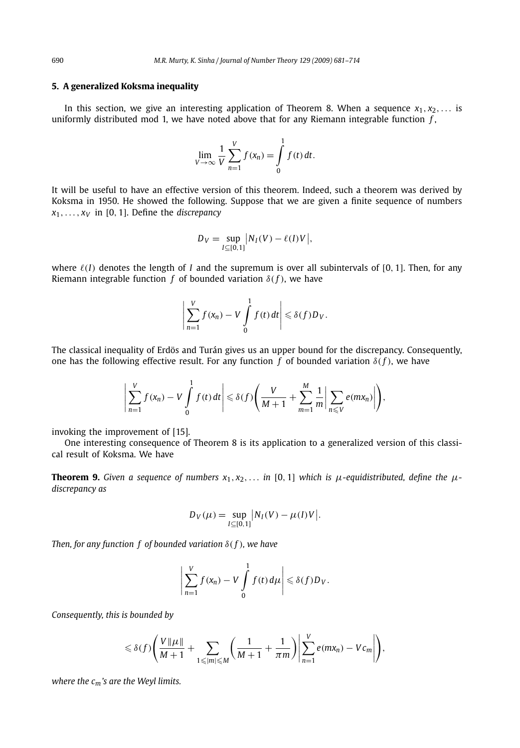## 5. A generalized Koksma inequality

In this section, we give an interesting application of Theorem 8. When a sequence $x_1, x_2, \dots$ is uniformly distributed mod 1, we have noted above that for any Riemann integrable function $f$,

$$\lim_{V \to \infty} \frac{1}{V} \sum_{n=1}^{V} f(x_n) = \int_0^1 f(t)\, dt.$$

It will be useful to have an effective version of this theorem. Indeed, such a theorem was derived by Koksma in 1950. He showed the following. Suppose that we are given a finite sequence of numbers $x_1, \dots, x_V$ in $[0,1]$. Define the *discrepancy*

$$D_V = \sup_{I \subseteq [0,1]} \left| N_I(V) - \ell(I)V \right|,$$

where $\ell(I)$ denotes the length of $I$ and the supremum is over all subintervals of $[0,1]$. Then, for any Riemann integrable function $f$ of bounded variation $\delta(f)$, we have

$$\left| \sum_{n=1}^{V} f(x_n) - V \int_0^1 f(t)\, dt \right| \leqslant \delta(f) D_V.$$

The classical inequality of Erdös and Turán gives us an upper bound for the discrepancy. Consequently, one has the following effective result. For any function $f$ of bounded variation $\delta(f)$, we have

$$\left| \sum_{n=1}^{V} f(x_n) - V \int_0^1 f(t)\, dt \right| \leqslant \delta(f) \left( \frac{V}{M+1} + \sum_{m=1}^{M} \frac{1}{m} \left| \sum_{n \leqslant V} e(mx_n) \right| \right),$$

invoking the improvement of [15].

One interesting consequence of Theorem 8 is its application to a generalized version of this classical result of Koksma. We have

**Theorem 9.** *Given a sequence of numbers $x_1, x_2, \dots$ in $[0,1]$ which is $\mu$-equidistributed, define the $\mu$-discrepancy as*

$$D_V(\mu) = \sup_{I \subseteq [0,1]} \left| N_I(V) - \mu(I)V \right|.$$

*Then, for any function $f$ of bounded variation $\delta(f)$, we have*

$$\left| \sum_{n=1}^{V} f(x_n) - V \int_0^1 f(t)\, d\mu \right| \leqslant \delta(f) D_V.$$

*Consequently, this is bounded by*

$$\leqslant \delta(f) \left( \frac{V \|\mu\|}{M+1} + \sum_{1 \leqslant |m| \leqslant M} \left( \frac{1}{M+1} + \frac{1}{\pi m} \right) \left| \sum_{n=1}^{V} e(mx_n) - V c_m \right| \right),$$

*where the $c_m$'s are the Weyl limits.*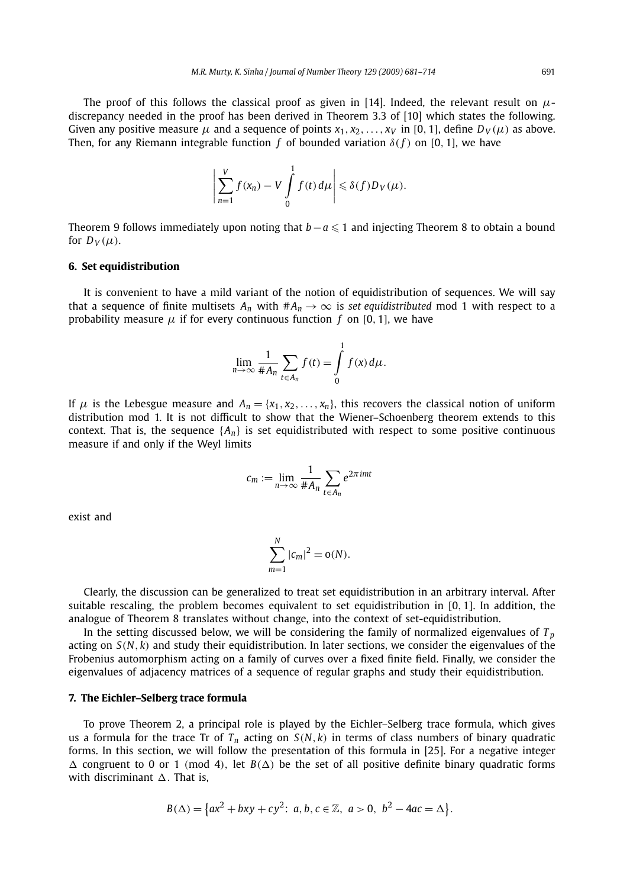The proof of this follows the classical proof as given in [14]. Indeed, the relevant result on $\mu$-discrepancy needed in the proof has been derived in Theorem 3.3 of [10] which states the following. Given any positive measure $\mu$ and a sequence of points $x_1, x_2, \ldots, x_V$ in $[0,1]$, define $D_V(\mu)$ as above. Then, for any Riemann integrable function $f$ of bounded variation $\delta(f)$ on $[0,1]$, we have

$$\left| \sum_{n=1}^{V} f(x_n) - V \int_0^1 f(t)\, d\mu \right| \leqslant \delta(f) D_V(\mu).$$

Theorem 9 follows immediately upon noting that $b - a \leqslant 1$ and injecting Theorem 8 to obtain a bound for $D_V(\mu)$.

## 6. Set equidistribution

It is convenient to have a mild variant of the notion of equidistribution of sequences. We will say that a sequence of finite multisets $A_n$ with $\#A_n \to \infty$ is *set equidistributed* mod 1 with respect to a probability measure $\mu$ if for every continuous function $f$ on $[0,1]$, we have

$$\lim_{n\to\infty} \frac{1}{\#A_n} \sum_{t \in A_n} f(t) = \int_0^1 f(x)\, d\mu.$$

If $\mu$ is the Lebesgue measure and $A_n = \{x_1, x_2, \ldots, x_n\}$, this recovers the classical notion of uniform distribution mod 1. It is not difficult to show that the Wiener–Schoenberg theorem extends to this context. That is, the sequence $\{A_n\}$ is set equidistributed with respect to some positive continuous measure if and only if the Weyl limits

$$c_m := \lim_{n\to\infty} \frac{1}{\#A_n} \sum_{t \in A_n} e^{2\pi i m t}$$

exist and

$$\sum_{m=1}^{N} |c_m|^2 = o(N).$$

Clearly, the discussion can be generalized to treat set equidistribution in an arbitrary interval. After suitable rescaling, the problem becomes equivalent to set equidistribution in $[0,1]$. In addition, the analogue of Theorem 8 translates without change, into the context of set-equidistribution.

In the setting discussed below, we will be considering the family of normalized eigenvalues of $T_p$ acting on $S(N,k)$ and study their equidistribution. In later sections, we consider the eigenvalues of the Frobenius automorphism acting on a family of curves over a fixed finite field. Finally, we consider the eigenvalues of adjacency matrices of a sequence of regular graphs and study their equidistribution.

## 7. The Eichler–Selberg trace formula

To prove Theorem 2, a principal role is played by the Eichler–Selberg trace formula, which gives us a formula for the trace Tr of $T_n$ acting on $S(N,k)$ in terms of class numbers of binary quadratic forms. In this section, we will follow the presentation of this formula in [25]. For a negative integer $\Delta$ congruent to 0 or 1 (mod 4), let $B(\Delta)$ be the set of all positive definite binary quadratic forms with discriminant $\Delta$. That is,

$$B(\Delta) = \left\{ ax^2 + bxy + cy^2 \colon\ a, b, c \in \mathbb{Z},\ a > 0,\ b^2 - 4ac = \Delta \right\}.$$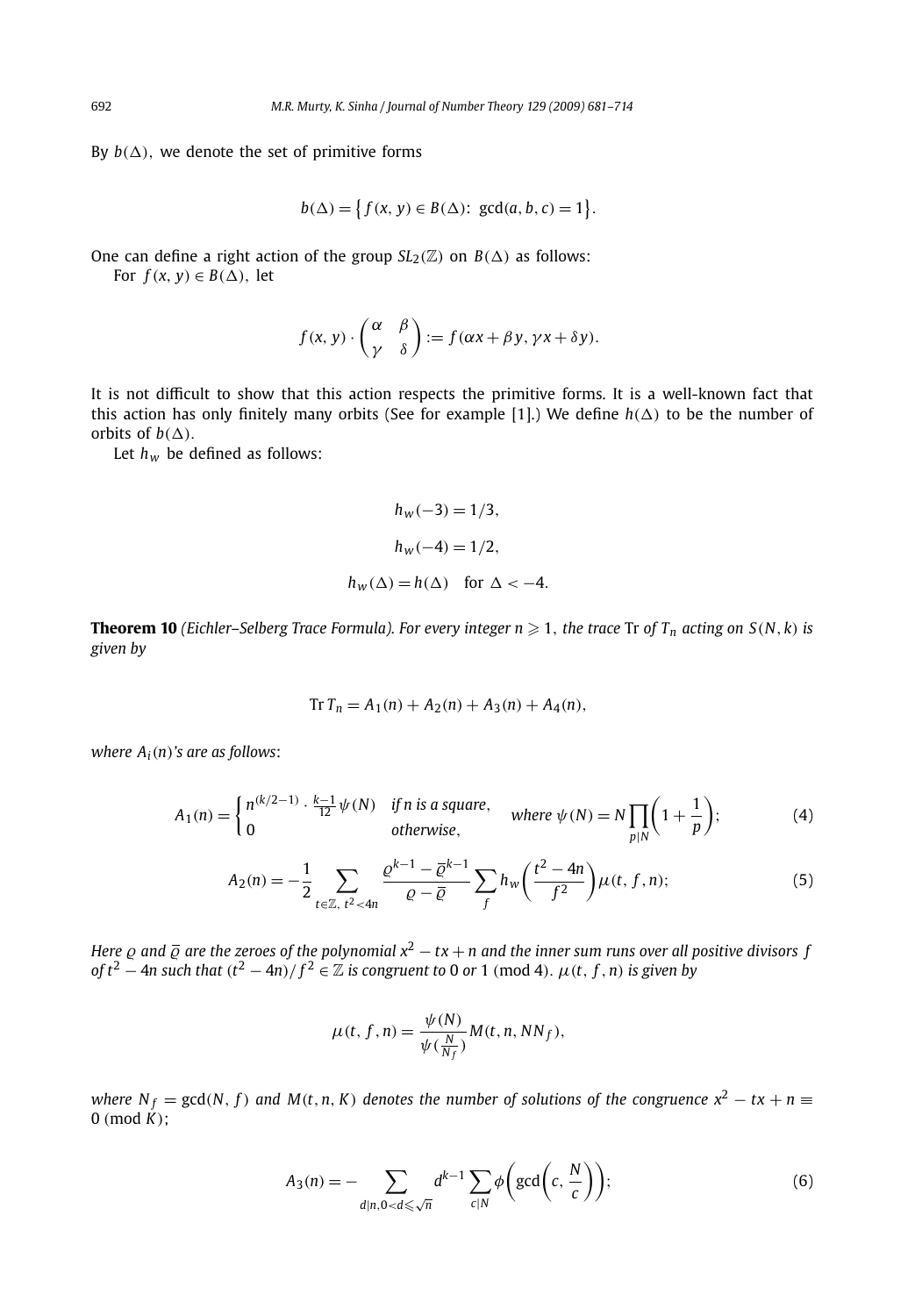By $b(\Delta)$, we denote the set of primitive forms

$$b(\Delta) = \left\{ f(x, y) \in B(\Delta)\colon\ \gcd(a, b, c) = 1 \right\}.$$

One can define a right action of the group $SL_2(\mathbb{Z})$ on $B(\Delta)$ as follows:

For $f(x, y) \in B(\Delta)$, let

$$f(x, y) \cdot \begin{pmatrix} \alpha & \beta \\ \gamma & \delta \end{pmatrix} := f(\alpha x + \beta y, \gamma x + \delta y).$$

It is not difficult to show that this action respects the primitive forms. It is a well-known fact that this action has only finitely many orbits (See for example [1].) We define $h(\Delta)$ to be the number of orbits of $b(\Delta)$.

Let $h_w$ be defined as follows:

$$h_w(-3) = 1/3,$$

$$h_w(-4) = 1/2,$$

$$h_w(\Delta) = h(\Delta) \quad \text{for } \Delta < -4.$$

**Theorem 10** *(Eichler–Selberg Trace Formula). For every integer $n \geqslant 1$, the trace* Tr *of $T_n$ acting on $S(N, k)$ is given by*

$$\operatorname{Tr} T_n = A_1(n) + A_2(n) + A_3(n) + A_4(n),$$

*where $A_i(n)$'s are as follows*:

$$A_1(n) = \begin{cases} n^{(k/2-1)} \cdot \frac{k-1}{12} \psi(N) & \text{if } n \text{ is a square}, \\ 0 & \text{otherwise}, \end{cases} \quad \text{where } \psi(N) = N \prod_{p \mid N} \left(1 + \frac{1}{p}\right); \tag{4}$$

$$A_2(n) = -\frac{1}{2} \sum_{t \in \mathbb{Z},\ t^2 < 4n} \frac{\varrho^{k-1} - \bar{\varrho}^{k-1}}{\varrho - \bar{\varrho}} \sum_f h_w\left(\frac{t^2 - 4n}{f^2}\right) \mu(t, f, n); \tag{5}$$

*Here $\varrho$ and $\bar{\varrho}$ are the zeroes of the polynomial $x^2 - tx + n$ and the inner sum runs over all positive divisors $f$ of $t^2 - 4n$ such that $(t^2 - 4n)/f^2 \in \mathbb{Z}$ is congruent to* 0 *or* 1 (mod 4)*. $\mu(t, f, n)$ is given by*

$$\mu(t, f, n) = \frac{\psi(N)}{\psi(\frac{N}{N_f})} M(t, n, N N_f),$$

*where $N_f = \gcd(N, f)$ and $M(t, n, K)$ denotes the number of solutions of the congruence $x^2 - tx + n \equiv 0 \pmod{K}$*;

$$A_3(n) = -\sum_{d \mid n, 0 < d \leqslant \sqrt{n}} d^{k-1} \sum_{c \mid N} \phi\left(\gcd\left(c, \frac{N}{c}\right)\right); \tag{6}$$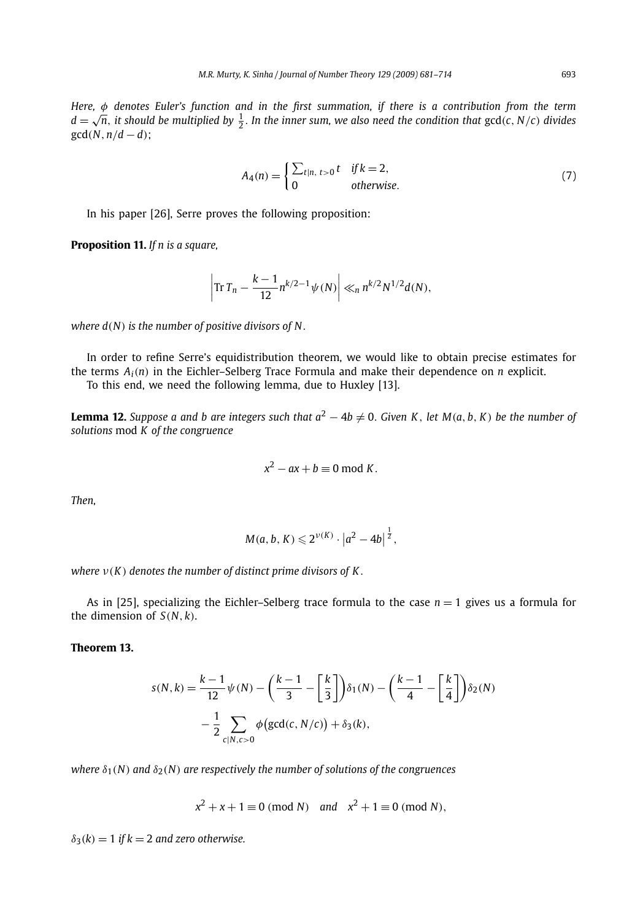*Here, $\phi$ denotes Euler's function and in the first summation, if there is a contribution from the term $d = \sqrt{n}$, it should be multiplied by $\frac{1}{2}$. In the inner sum, we also need the condition that* $\gcd(c, N/c)$ *divides* $\gcd(N, n/d - d)$;

$$A_4(n) = \begin{cases} \sum_{t|n,\ t>0} t & \text{if } k = 2, \\ 0 & \text{otherwise}. \end{cases} \tag{7}$$

In his paper [26], Serre proves the following proposition:

**Proposition 11.** *If n is a square,*

$$\left| \operatorname{Tr} T_n - \frac{k-1}{12} n^{k/2-1} \psi(N) \right| \ll_n n^{k/2} N^{1/2} d(N),$$

*where $d(N)$ is the number of positive divisors of $N$.*

In order to refine Serre's equidistribution theorem, we would like to obtain precise estimates for the terms $A_i(n)$ in the Eichler–Selberg Trace Formula and make their dependence on $n$ explicit.

To this end, we need the following lemma, due to Huxley [13].

**Lemma 12.** *Suppose a and b are integers such that $a^2 - 4b \neq 0$. Given $K$, let $M(a, b, K)$ be the number of solutions* mod $K$ *of the congruence*

$$x^2 - ax + b \equiv 0 \bmod K.$$

*Then,*

$$M(a, b, K) \leqslant 2^{\nu(K)} \cdot \left| a^2 - 4b \right|^{\frac{1}{2}},$$

*where $\nu(K)$ denotes the number of distinct prime divisors of $K$.*

As in [25], specializing the Eichler–Selberg trace formula to the case $n = 1$ gives us a formula for the dimension of $S(N, k)$.

**Theorem 13.**

$$s(N, k) = \frac{k-1}{12}\psi(N) - \left(\frac{k-1}{3} - \left[\frac{k}{3}\right]\right)\delta_1(N) - \left(\frac{k-1}{4} - \left[\frac{k}{4}\right]\right)\delta_2(N) - \frac{1}{2}\sum_{c|N, c>0} \phi\big(\gcd(c, N/c)\big) + \delta_3(k),$$

*where $\delta_1(N)$ and $\delta_2(N)$ are respectively the number of solutions of the congruences*

$$x^2 + x + 1 \equiv 0 \ (\text{mod } N) \quad \text{and} \quad x^2 + 1 \equiv 0 \ (\text{mod } N),$$

*$\delta_3(k) = 1$ if $k = 2$ and zero otherwise.*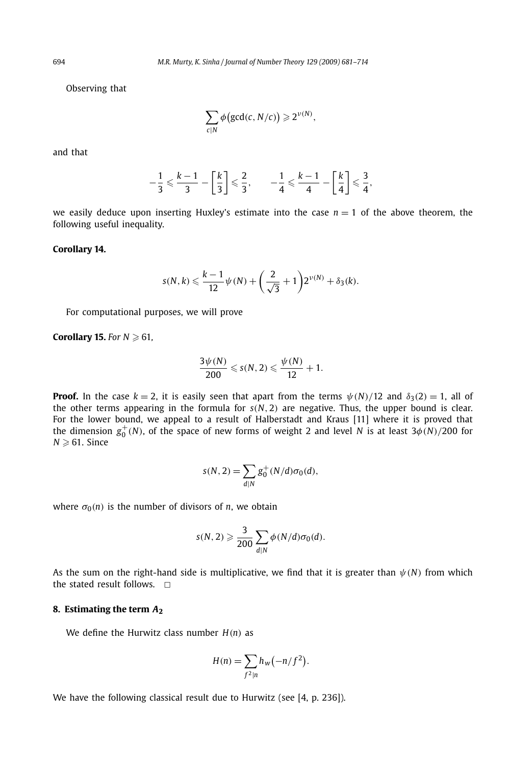Observing that

$$\sum_{c|N} \phi\big(\gcd(c, N/c)\big) \geqslant 2^{\nu(N)},$$

and that

$$-\frac{1}{3} \leqslant \frac{k-1}{3} - \left[\frac{k}{3}\right] \leqslant \frac{2}{3}, \qquad -\frac{1}{4} \leqslant \frac{k-1}{4} - \left[\frac{k}{4}\right] \leqslant \frac{3}{4},$$

we easily deduce upon inserting Huxley's estimate into the case $n = 1$ of the above theorem, the following useful inequality.

**Corollary 14.**

$$s(N,k) \leqslant \frac{k-1}{12}\psi(N) + \left(\frac{2}{\sqrt{3}} + 1\right)2^{\nu(N)} + \delta_3(k).$$

For computational purposes, we will prove

**Corollary 15.** *For $N \geqslant 61$,*

$$\frac{3\psi(N)}{200} \leqslant s(N,2) \leqslant \frac{\psi(N)}{12} + 1.$$

**Proof.** In the case $k = 2$, it is easily seen that apart from the terms $\psi(N)/12$ and $\delta_3(2) = 1$, all of the other terms appearing in the formula for $s(N,2)$ are negative. Thus, the upper bound is clear. For the lower bound, we appeal to a result of Halberstadt and Kraus [11] where it is proved that the dimension $g_0^+(N)$, of the space of new forms of weight 2 and level $N$ is at least $3\phi(N)/200$ for $N \geqslant 61$. Since

$$s(N,2) = \sum_{d|N} g_0^+(N/d)\sigma_0(d),$$

where $\sigma_0(n)$ is the number of divisors of $n$, we obtain

$$s(N,2) \geqslant \frac{3}{200}\sum_{d|N} \phi(N/d)\sigma_0(d).$$

As the sum on the right-hand side is multiplicative, we find that it is greater than $\psi(N)$ from which the stated result follows. $\square$

## 8. Estimating the term $A_2$

We define the Hurwitz class number $H(n)$ as

$$H(n) = \sum_{f^2|n} h_w\big(-n/f^2\big).$$

We have the following classical result due to Hurwitz (see [4, p. 236]).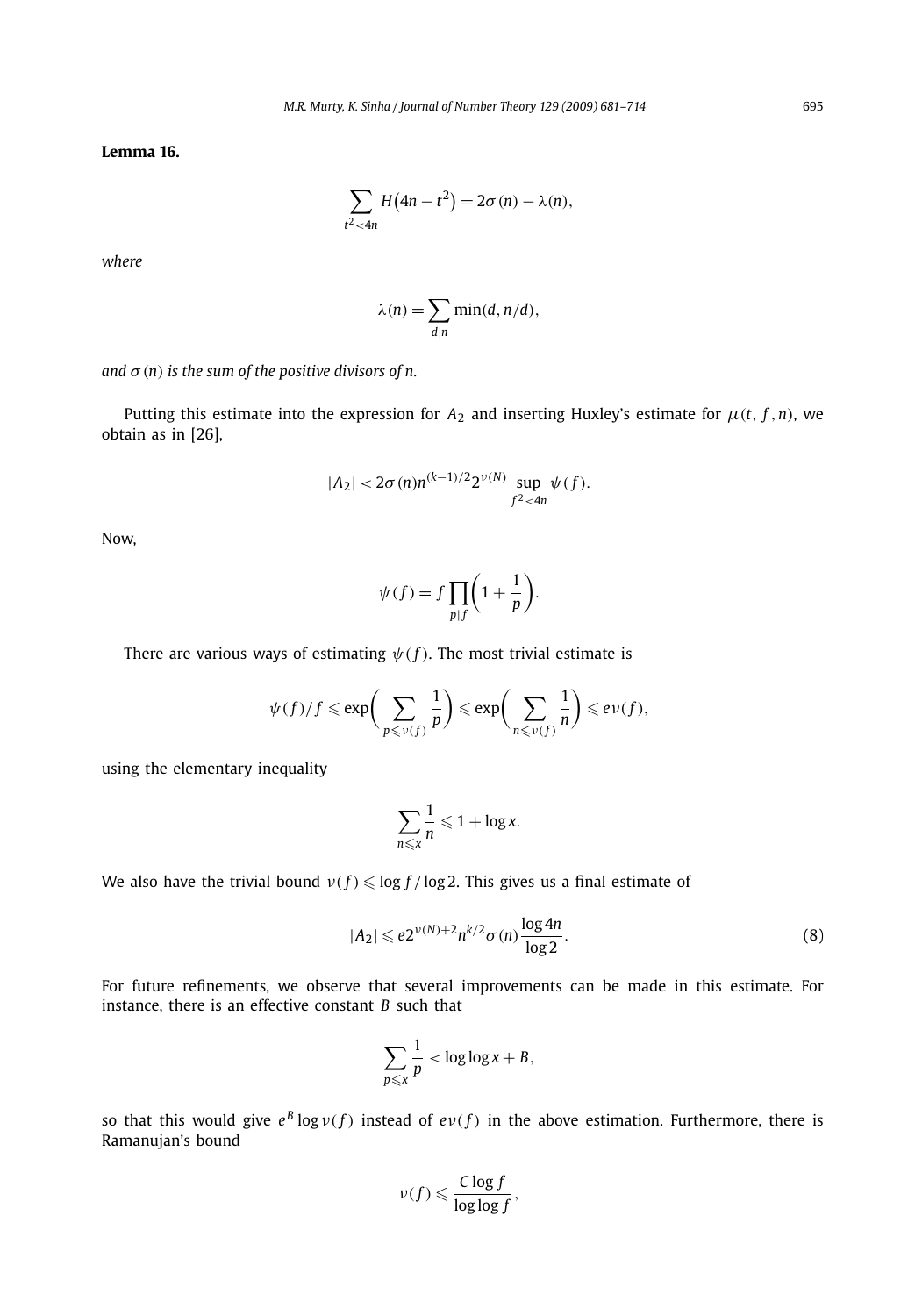**Lemma 16.**

$$\sum_{t^2<4n} H\big(4n-t^2\big) = 2\sigma(n) - \lambda(n),$$

*where*

$$\lambda(n) = \sum_{d|n} \min(d, n/d),$$

*and $\sigma(n)$ is the sum of the positive divisors of n.*

Putting this estimate into the expression for $A_2$ and inserting Huxley's estimate for $\mu(t, f, n)$, we obtain as in [26],

$$|A_2| < 2\sigma(n) n^{(k-1)/2} 2^{\nu(N)} \sup_{f^2<4n} \psi(f).$$

Now,

$$\psi(f) = f \prod_{p|f} \left(1 + \frac{1}{p}\right).$$

There are various ways of estimating $\psi(f)$. The most trivial estimate is

$$\psi(f)/f \leqslant \exp\left(\sum_{p \leqslant \nu(f)} \frac{1}{p}\right) \leqslant \exp\left(\sum_{n \leqslant \nu(f)} \frac{1}{n}\right) \leqslant e\nu(f),$$

using the elementary inequality

$$\sum_{n \leqslant x} \frac{1}{n} \leqslant 1 + \log x.$$

We also have the trivial bound $\nu(f) \leqslant \log f / \log 2$. This gives us a final estimate of

$$|A_2| \leqslant e 2^{\nu(N)+2} n^{k/2} \sigma(n) \frac{\log 4n}{\log 2}. \tag{8}$$

For future refinements, we observe that several improvements can be made in this estimate. For instance, there is an effective constant $B$ such that

$$\sum_{p \leqslant x} \frac{1}{p} < \log\log x + B,$$

so that this would give $e^B \log \nu(f)$ instead of $e\nu(f)$ in the above estimation. Furthermore, there is Ramanujan's bound

$$\nu(f) \leqslant \frac{C \log f}{\log\log f},$$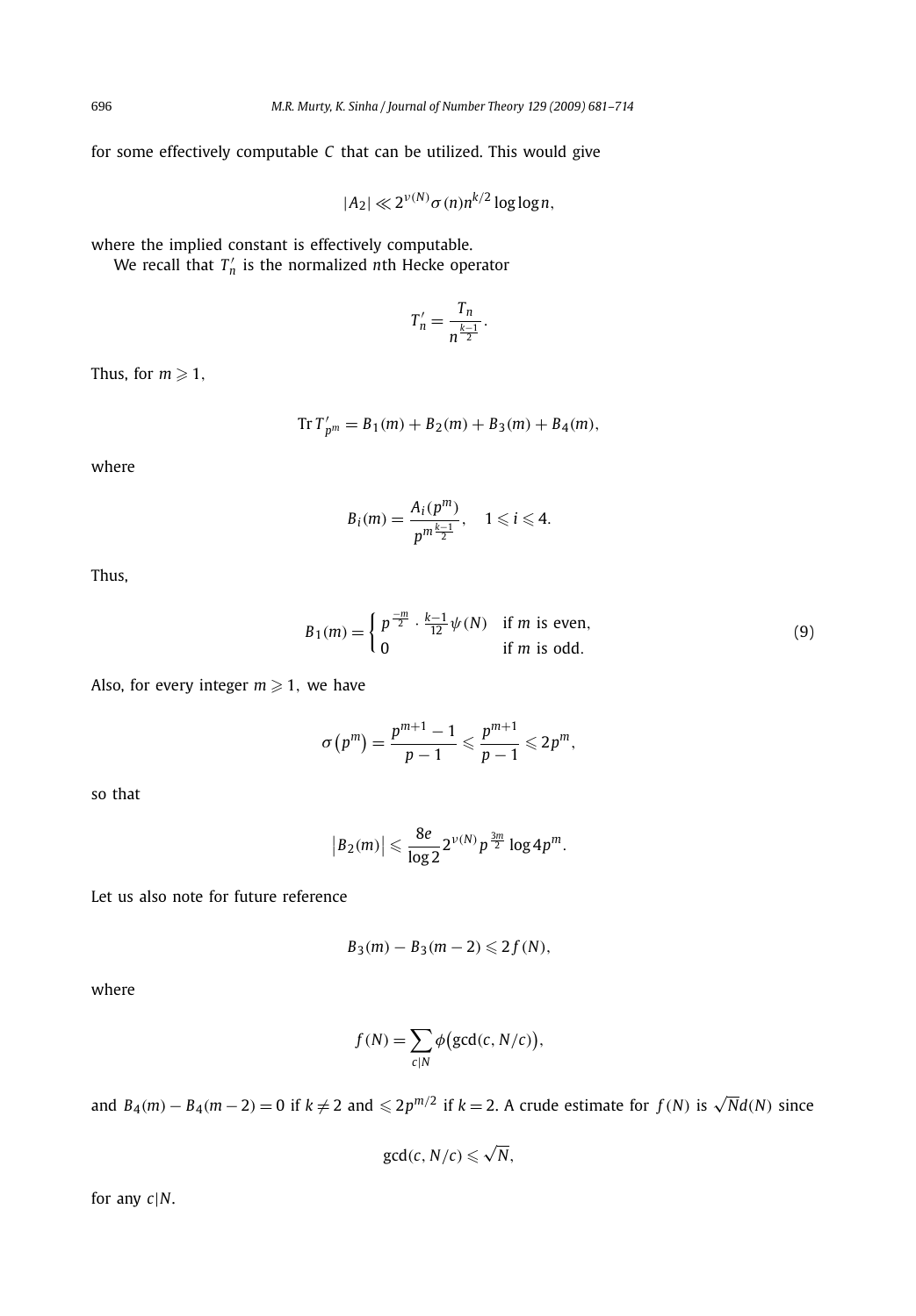for some effectively computable $C$ that can be utilized. This would give

$$|A_2| \ll 2^{\nu(N)} \sigma(n) n^{k/2} \log\log n,$$

where the implied constant is effectively computable.

We recall that $T_n'$ is the normalized $n$th Hecke operator

$$T_n' = \frac{T_n}{n^{\frac{k-1}{2}}}.$$

Thus, for $m \geqslant 1$,

$$\operatorname{Tr} T_{p^m}' = B_1(m) + B_2(m) + B_3(m) + B_4(m),$$

where

$$B_i(m) = \frac{A_i(p^m)}{p^{m\frac{k-1}{2}}}, \quad 1 \leqslant i \leqslant 4.$$

Thus,

$$B_1(m) = \begin{cases} p^{\frac{-m}{2}} \cdot \frac{k-1}{12} \psi(N) & \text{if } m \text{ is even,} \\ 0 & \text{if } m \text{ is odd.} \end{cases} \tag{9}$$

Also, for every integer $m \geqslant 1$, we have

$$\sigma\left(p^m\right) = \frac{p^{m+1} - 1}{p-1} \leqslant \frac{p^{m+1}}{p-1} \leqslant 2p^m,$$

so that

$$\left|B_2(m)\right| \leqslant \frac{8e}{\log 2} 2^{\nu(N)} p^{\frac{3m}{2}} \log 4p^m.$$

Let us also note for future reference

$$B_3(m) - B_3(m-2) \leqslant 2f(N),$$

where

$$f(N) = \sum_{c|N} \phi\bigl(\gcd(c, N/c)\bigr),$$

and $B_4(m) - B_4(m-2) = 0$ if $k \neq 2$ and $\leqslant 2p^{m/2}$ if $k = 2$. A crude estimate for $f(N)$ is $\sqrt{N} d(N)$ since

$$\gcd(c, N/c) \leqslant \sqrt{N},$$

for any $c|N$.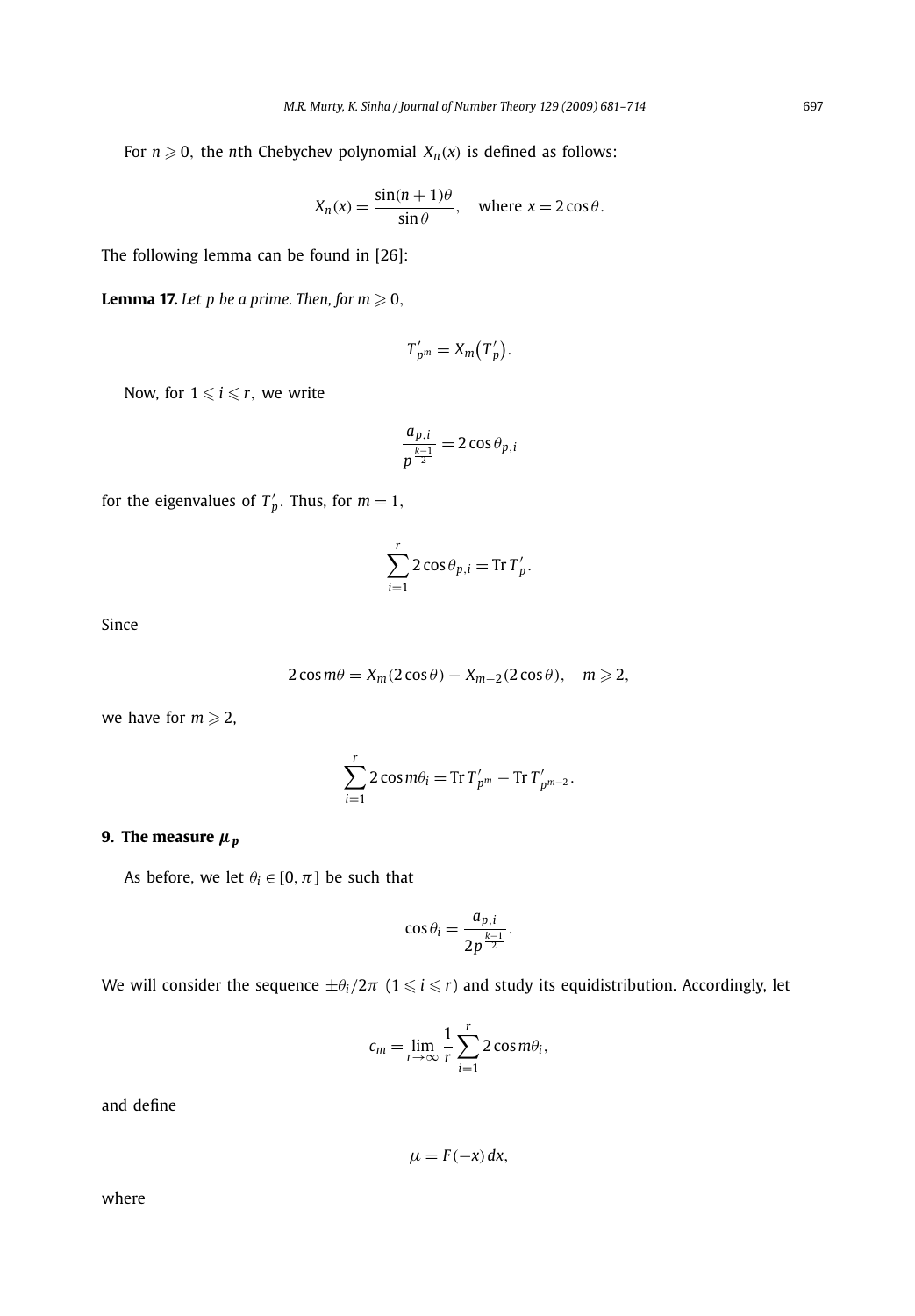For $n \geqslant 0$, the $n$th Chebychev polynomial $X_n(x)$ is defined as follows:

$$X_n(x) = \frac{\sin(n+1)\theta}{\sin\theta}, \quad \text{where } x = 2\cos\theta.$$

The following lemma can be found in [26]:

**Lemma 17.** *Let $p$ be a prime. Then, for $m \geqslant 0$,*

$$T'_{p^m} = X_m\big(T'_p\big).$$

Now, for $1 \leqslant i \leqslant r$, we write

$$\frac{a_{p,i}}{p^{\frac{k-1}{2}}} = 2\cos\theta_{p,i}$$

for the eigenvalues of $T'_p$. Thus, for $m = 1$,

$$\sum_{i=1}^{r} 2\cos\theta_{p,i} = \operatorname{Tr} T'_p.$$

Since

$$2\cos m\theta = X_m(2\cos\theta) - X_{m-2}(2\cos\theta), \quad m \geqslant 2,$$

we have for $m \geqslant 2$,

$$\sum_{i=1}^{r} 2\cos m\theta_i = \operatorname{Tr} T'_{p^m} - \operatorname{Tr} T'_{p^{m-2}}.$$

## 9. The measure $\mu_p$

As before, we let $\theta_i \in [0, \pi]$ be such that

$$\cos\theta_i = \frac{a_{p,i}}{2p^{\frac{k-1}{2}}}.$$

We will consider the sequence $\pm\theta_i/2\pi$ $(1 \leqslant i \leqslant r)$ and study its equidistribution. Accordingly, let

$$c_m = \lim_{r\to\infty} \frac{1}{r} \sum_{i=1}^{r} 2\cos m\theta_i,$$

and define

$$\mu = F(-x)\,dx,$$

where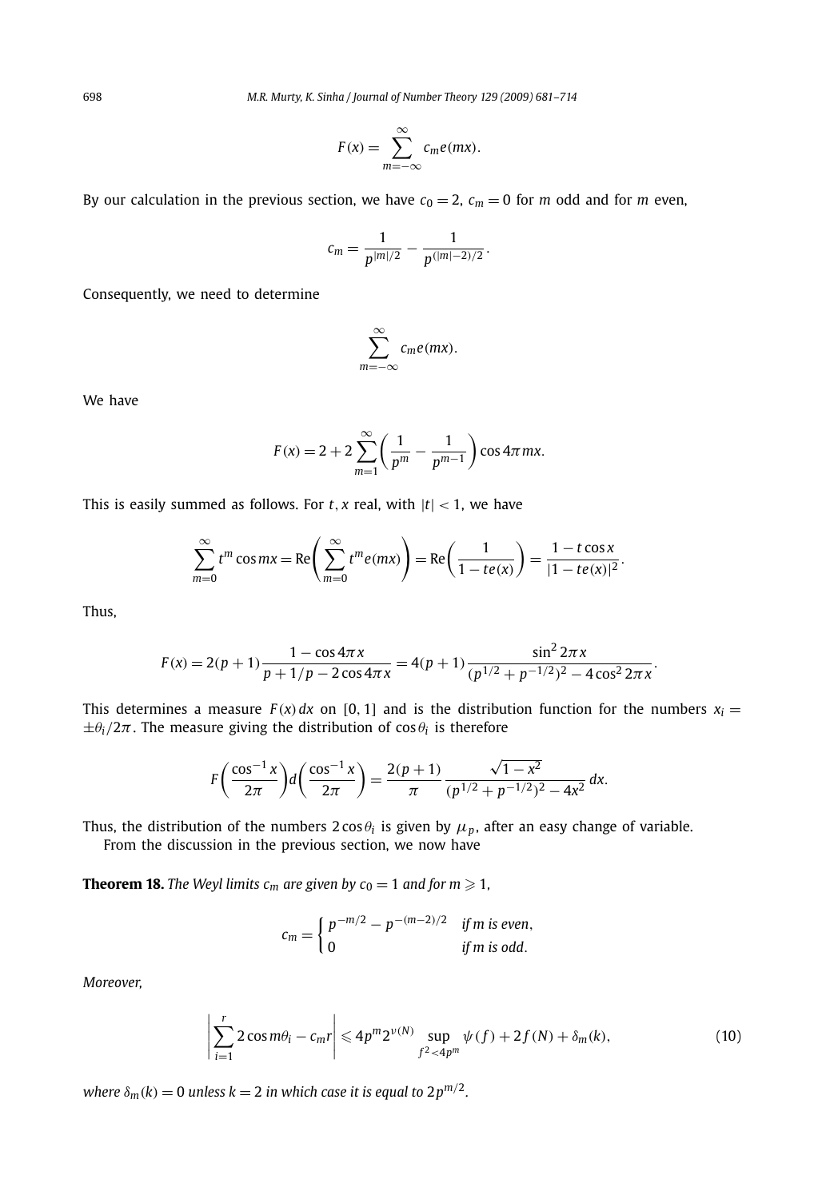$$F(x) = \sum_{m=-\infty}^{\infty} c_m e(mx).$$

By our calculation in the previous section, we have $c_0 = 2$, $c_m = 0$ for $m$ odd and for $m$ even,

$$c_m = \frac{1}{p^{|m|/2}} - \frac{1}{p^{(|m|-2)/2}}.$$

Consequently, we need to determine

$$\sum_{m=-\infty}^{\infty} c_m e(mx).$$

We have

$$F(x) = 2 + 2\sum_{m=1}^{\infty}\left(\frac{1}{p^m} - \frac{1}{p^{m-1}}\right)\cos 4\pi mx.$$

This is easily summed as follows. For $t, x$ real, with $|t| < 1$, we have

$$\sum_{m=0}^{\infty} t^m \cos mx = \operatorname{Re}\left(\sum_{m=0}^{\infty} t^m e(mx)\right) = \operatorname{Re}\left(\frac{1}{1 - te(x)}\right) = \frac{1 - t\cos x}{|1 - te(x)|^2}.$$

Thus,

$$F(x) = 2(p+1)\frac{1 - \cos 4\pi x}{p + 1/p - 2\cos 4\pi x} = 4(p+1)\frac{\sin^2 2\pi x}{(p^{1/2} + p^{-1/2})^2 - 4\cos^2 2\pi x}.$$

This determines a measure $F(x)\,dx$ on $[0,1]$ and is the distribution function for the numbers $x_i = \pm\theta_i/2\pi$. The measure giving the distribution of $\cos\theta_i$ is therefore

$$F\left(\frac{\cos^{-1} x}{2\pi}\right) d\left(\frac{\cos^{-1} x}{2\pi}\right) = \frac{2(p+1)}{\pi}\frac{\sqrt{1-x^2}}{(p^{1/2} + p^{-1/2})^2 - 4x^2}\,dx.$$

Thus, the distribution of the numbers $2\cos\theta_i$ is given by $\mu_p$, after an easy change of variable.

From the discussion in the previous section, we now have

**Theorem 18.** *The Weyl limits $c_m$ are given by $c_0 = 1$ and for $m \geqslant 1$,*

$$c_m = \begin{cases} p^{-m/2} - p^{-(m-2)/2} & \text{if } m \text{ is even}, \\ 0 & \text{if } m \text{ is odd}. \end{cases}$$

*Moreover,*

$$\left|\sum_{i=1}^{r} 2\cos m\theta_i - c_m r\right| \leqslant 4p^m 2^{\nu(N)} \sup_{f^2 < 4p^m} \psi(f) + 2f(N) + \delta_m(k), \tag{10}$$

*where $\delta_m(k) = 0$ unless $k = 2$ in which case it is equal to $2p^{m/2}$.*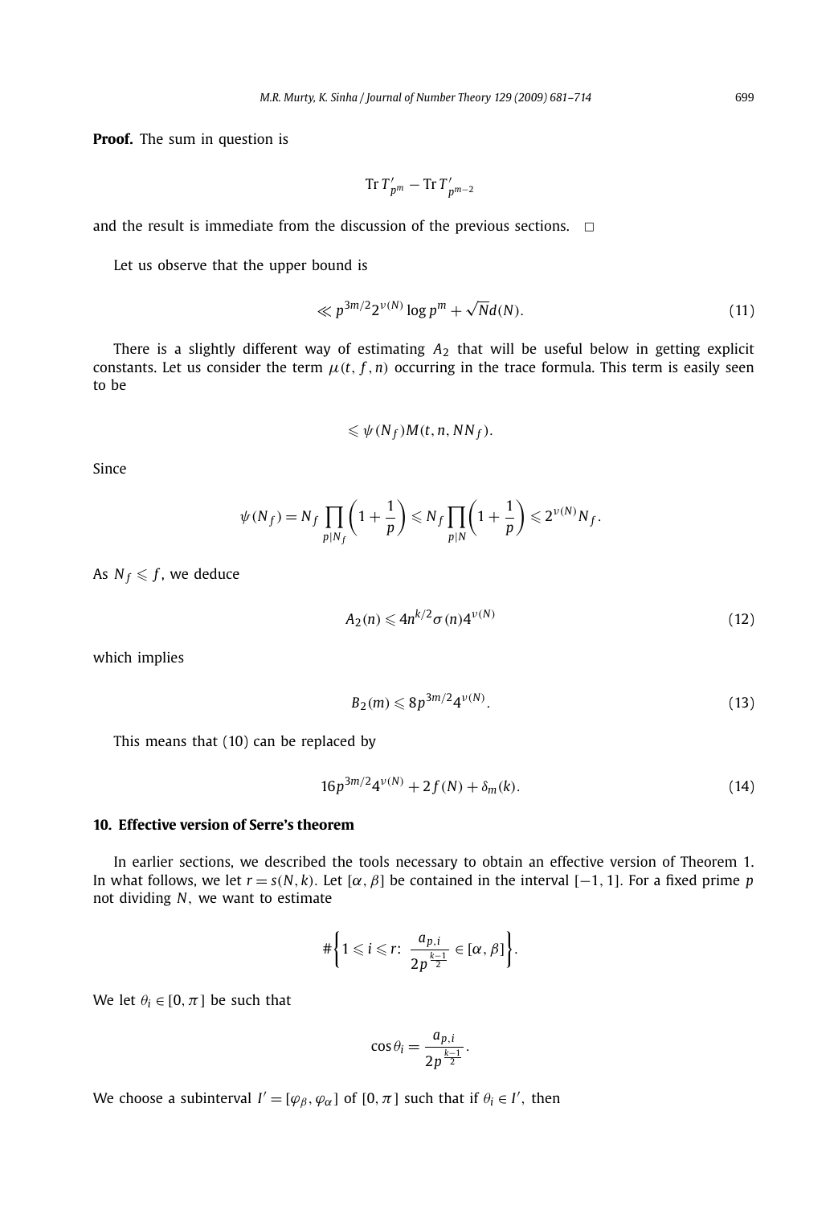**Proof.** The sum in question is

$$\operatorname{Tr} T'_{p^m} - \operatorname{Tr} T'_{p^{m-2}}$$

and the result is immediate from the discussion of the previous sections. $\square$

Let us observe that the upper bound is

$$\ll p^{3m/2} 2^{\nu(N)} \log p^m + \sqrt{N} d(N). \tag{11}$$

There is a slightly different way of estimating $A_2$ that will be useful below in getting explicit constants. Let us consider the term $\mu(t, f, n)$ occurring in the trace formula. This term is easily seen to be

$$\leqslant \psi(N_f) M(t, n, NN_f).$$

Since

$$\psi(N_f) = N_f \prod_{p \mid N_f} \left(1 + \frac{1}{p}\right) \leqslant N_f \prod_{p \mid N} \left(1 + \frac{1}{p}\right) \leqslant 2^{\nu(N)} N_f.$$

As $N_f \leqslant f$, we deduce

$$A_2(n) \leqslant 4n^{k/2} \sigma(n) 4^{\nu(N)} \tag{12}$$

which implies

$$B_2(m) \leqslant 8p^{3m/2} 4^{\nu(N)}. \tag{13}$$

This means that (10) can be replaced by

$$16p^{3m/2} 4^{\nu(N)} + 2f(N) + \delta_m(k). \tag{14}$$

## 10. Effective version of Serre's theorem

In earlier sections, we described the tools necessary to obtain an effective version of Theorem 1. In what follows, we let $r = s(N, k)$. Let $[\alpha, \beta]$ be contained in the interval $[-1, 1]$. For a fixed prime $p$ not dividing $N$, we want to estimate

$$\#\left\{1 \leqslant i \leqslant r\colon\ \frac{a_{p,i}}{2p^{\frac{k-1}{2}}} \in [\alpha, \beta]\right\}.$$

We let $\theta_i \in [0, \pi]$ be such that

$$\cos\theta_i = \frac{a_{p,i}}{2p^{\frac{k-1}{2}}}.$$

We choose a subinterval $I' = [\varphi_\beta, \varphi_\alpha]$ of $[0, \pi]$ such that if $\theta_i \in I'$, then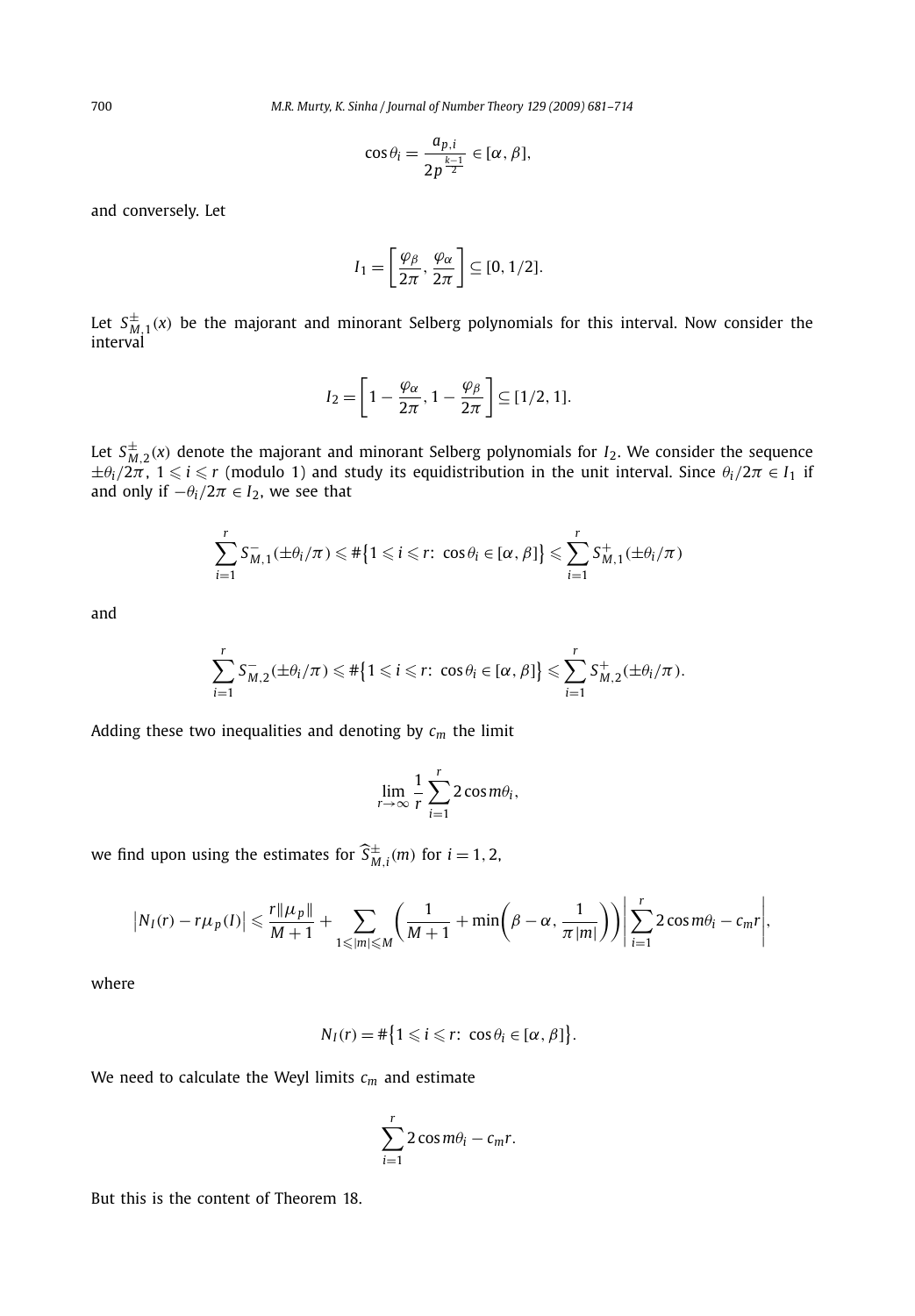$$\cos\theta_i = \frac{a_{p,i}}{2p^{\frac{k-1}{2}}} \in [\alpha, \beta],$$

and conversely. Let

$$I_1 = \left[\frac{\varphi_\beta}{2\pi}, \frac{\varphi_\alpha}{2\pi}\right] \subseteq [0, 1/2].$$

Let $S^{\pm}_{M,1}(x)$ be the majorant and minorant Selberg polynomials for this interval. Now consider the interval

$$I_2 = \left[1 - \frac{\varphi_\alpha}{2\pi}, 1 - \frac{\varphi_\beta}{2\pi}\right] \subseteq [1/2, 1].$$

Let $S^{\pm}_{M,2}(x)$ denote the majorant and minorant Selberg polynomials for $I_2$. We consider the sequence $\pm\theta_i/2\pi$, $1 \leqslant i \leqslant r$ (modulo 1) and study its equidistribution in the unit interval. Since $\theta_i/2\pi \in I_1$ if and only if $-\theta_i/2\pi \in I_2$, we see that

$$\sum_{i=1}^{r} S^{-}_{M,1}(\pm\theta_i/\pi) \leqslant \#\{1 \leqslant i \leqslant r\colon \cos\theta_i \in [\alpha, \beta]\} \leqslant \sum_{i=1}^{r} S^{+}_{M,1}(\pm\theta_i/\pi)$$

and

$$\sum_{i=1}^{r} S^{-}_{M,2}(\pm\theta_i/\pi) \leqslant \#\{1 \leqslant i \leqslant r\colon \cos\theta_i \in [\alpha, \beta]\} \leqslant \sum_{i=1}^{r} S^{+}_{M,2}(\pm\theta_i/\pi).$$

Adding these two inequalities and denoting by $c_m$ the limit

$$\lim_{r\to\infty} \frac{1}{r} \sum_{i=1}^{r} 2\cos m\theta_i,$$

we find upon using the estimates for $\widehat{S}^{\pm}_{M,i}(m)$ for $i = 1, 2$,

$$\left|N_I(r) - r\mu_p(I)\right| \leqslant \frac{r\|\mu_p\|}{M+1} + \sum_{1\leqslant|m|\leqslant M} \left(\frac{1}{M+1} + \min\left(\beta - \alpha, \frac{1}{\pi|m|}\right)\right) \left|\sum_{i=1}^{r} 2\cos m\theta_i - c_m r\right|,$$

where

$$N_I(r) = \#\{1 \leqslant i \leqslant r\colon \cos\theta_i \in [\alpha, \beta]\}.$$

We need to calculate the Weyl limits $c_m$ and estimate

$$\sum_{i=1}^{r} 2\cos m\theta_i - c_m r.$$

But this is the content of Theorem 18.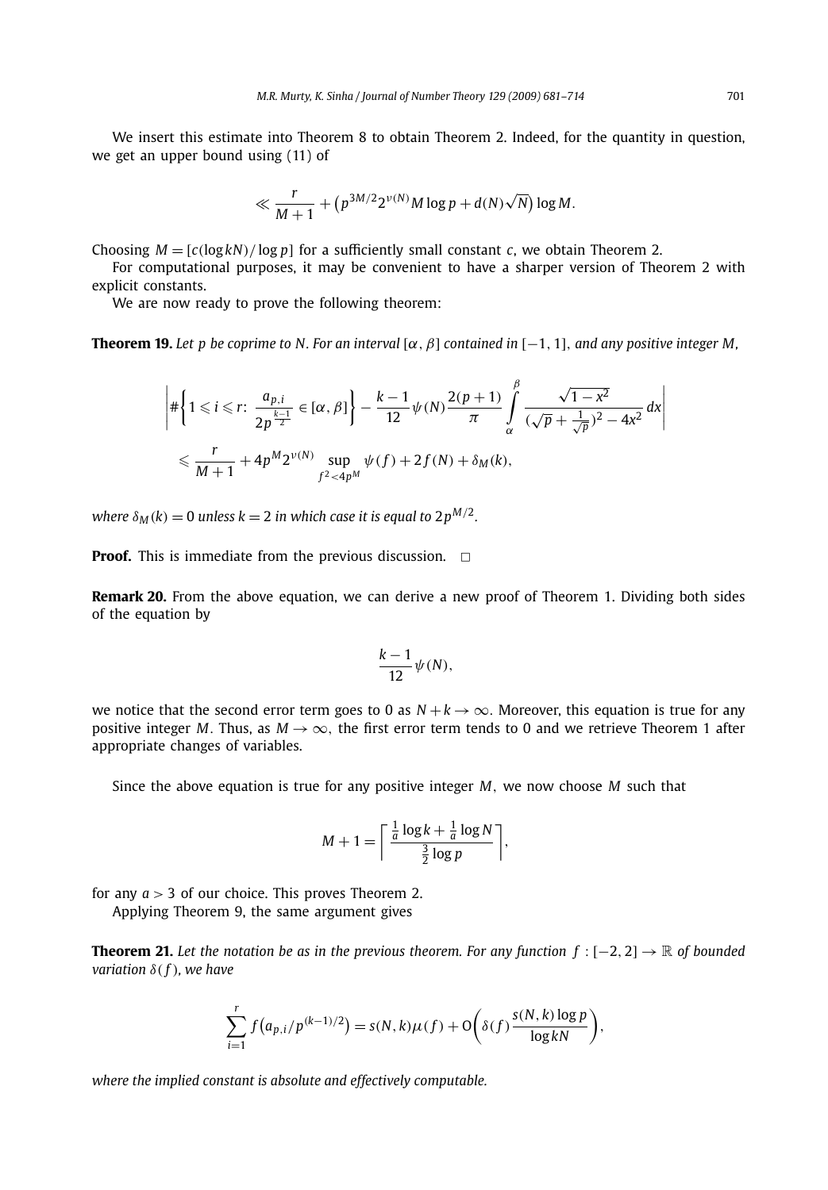We insert this estimate into Theorem 8 to obtain Theorem 2. Indeed, for the quantity in question, we get an upper bound using (11) of

$$\ll \frac{r}{M+1} + \left(p^{3M/2} 2^{\nu(N)} M \log p + d(N)\sqrt{N}\right) \log M.$$

Choosing $M = [c(\log kN)/\log p]$ for a sufficiently small constant $c$, we obtain Theorem 2.

For computational purposes, it may be convenient to have a sharper version of Theorem 2 with explicit constants.

We are now ready to prove the following theorem:

**Theorem 19.** *Let $p$ be coprime to $N$. For an interval $[\alpha, \beta]$ contained in $[-1, 1]$, and any positive integer $M$,*

$$\left| \#\left\{ 1 \leqslant i \leqslant r \colon \frac{a_{p,i}}{2p^{\frac{k-1}{2}}} \in [\alpha, \beta] \right\} - \frac{k-1}{12} \psi(N) \frac{2(p+1)}{\pi} \int_{\alpha}^{\beta} \frac{\sqrt{1-x^2}}{(\sqrt{p} + \frac{1}{\sqrt{p}})^2 - 4x^2} \, dx \right|$$
$$\leqslant \frac{r}{M+1} + 4p^M 2^{\nu(N)} \sup_{f^2 < 4p^M} \psi(f) + 2f(N) + \delta_M(k),$$

*where $\delta_M(k) = 0$ unless $k = 2$ in which case it is equal to $2p^{M/2}$.*

**Proof.** This is immediate from the previous discussion. $\square$

**Remark 20.** From the above equation, we can derive a new proof of Theorem 1. Dividing both sides of the equation by

$$\frac{k-1}{12} \psi(N),$$

we notice that the second error term goes to 0 as $N + k \to \infty$. Moreover, this equation is true for any positive integer $M$. Thus, as $M \to \infty$, the first error term tends to 0 and we retrieve Theorem 1 after appropriate changes of variables.

Since the above equation is true for any positive integer $M$, we now choose $M$ such that

$$M + 1 = \left\lceil \frac{\frac{1}{a}\log k + \frac{1}{a}\log N}{\frac{3}{2}\log p} \right\rceil,$$

for any $a > 3$ of our choice. This proves Theorem 2.

Applying Theorem 9, the same argument gives

**Theorem 21.** *Let the notation be as in the previous theorem. For any function $f : [-2, 2] \to \mathbb{R}$ of bounded variation $\delta(f)$, we have*

$$\sum_{i=1}^{r} f\left(a_{p,i}/p^{(k-1)/2}\right) = s(N,k)\mu(f) + O\left(\delta(f) \frac{s(N,k)\log p}{\log kN}\right),$$

*where the implied constant is absolute and effectively computable.*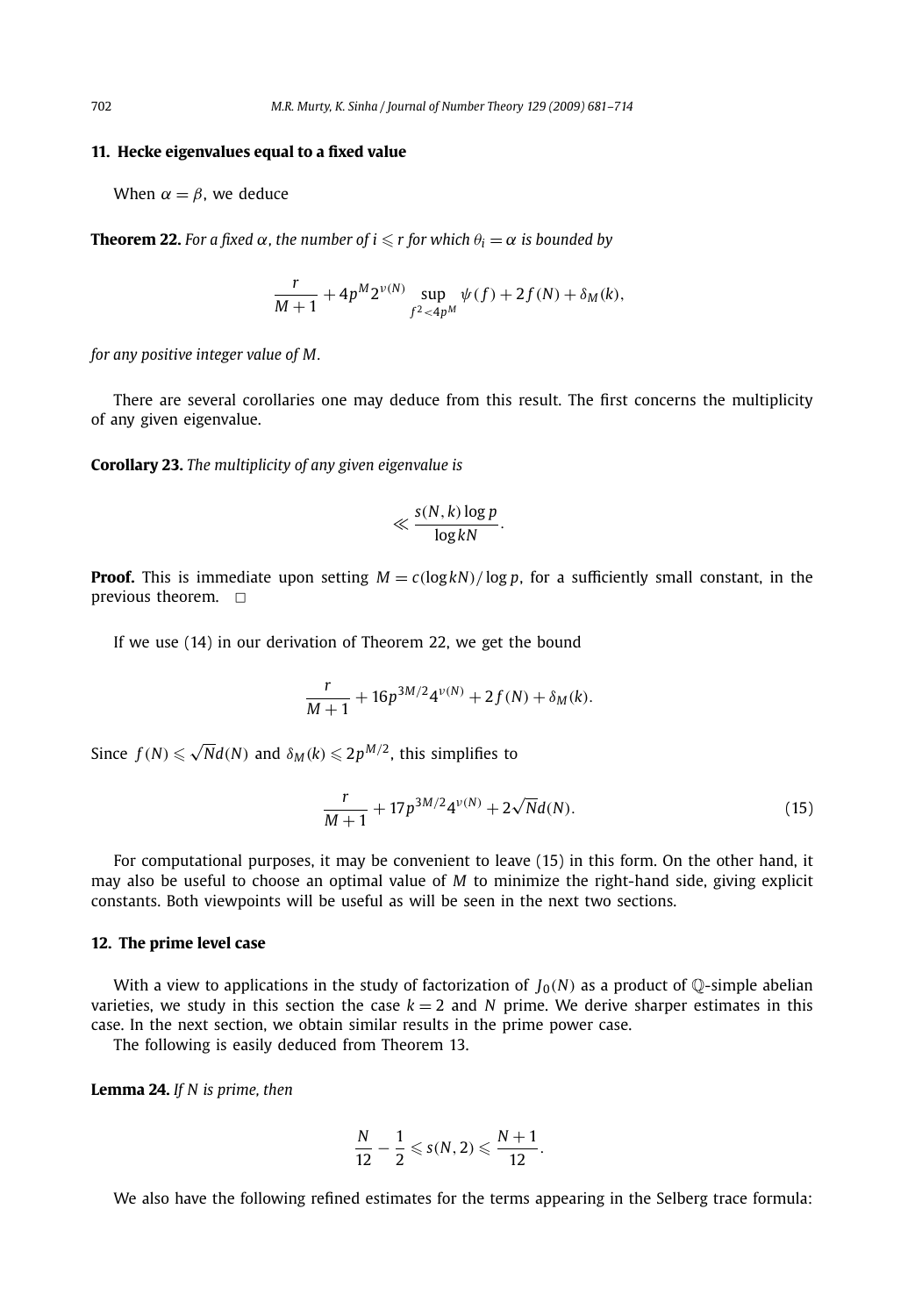## 11. Hecke eigenvalues equal to a fixed value

When $\alpha = \beta$, we deduce

**Theorem 22.** *For a fixed $\alpha$, the number of $i \leqslant r$ for which $\theta_i = \alpha$ is bounded by*

$$\frac{r}{M+1} + 4p^M 2^{\nu(N)} \sup_{f^2 < 4p^M} \psi(f) + 2f(N) + \delta_M(k),$$

*for any positive integer value of $M$.*

There are several corollaries one may deduce from this result. The first concerns the multiplicity of any given eigenvalue.

**Corollary 23.** *The multiplicity of any given eigenvalue is*

$$\ll \frac{s(N,k)\log p}{\log kN}.$$

**Proof.** This is immediate upon setting $M = c(\log kN)/\log p$, for a sufficiently small constant, in the previous theorem. $\square$

If we use (14) in our derivation of Theorem 22, we get the bound

$$\frac{r}{M+1} + 16p^{3M/2}4^{\nu(N)} + 2f(N) + \delta_M(k).$$

Since $f(N) \leqslant \sqrt{N}d(N)$ and $\delta_M(k) \leqslant 2p^{M/2}$, this simplifies to

$$\frac{r}{M+1} + 17p^{3M/2}4^{\nu(N)} + 2\sqrt{N}d(N). \tag{15}$$

For computational purposes, it may be convenient to leave (15) in this form. On the other hand, it may also be useful to choose an optimal value of $M$ to minimize the right-hand side, giving explicit constants. Both viewpoints will be useful as will be seen in the next two sections.

## 12. The prime level case

With a view to applications in the study of factorization of $J_0(N)$ as a product of $\mathbb{Q}$-simple abelian varieties, we study in this section the case $k = 2$ and $N$ prime. We derive sharper estimates in this case. In the next section, we obtain similar results in the prime power case.

The following is easily deduced from Theorem 13.

**Lemma 24.** *If $N$ is prime, then*

$$\frac{N}{12} - \frac{1}{2} \leqslant s(N,2) \leqslant \frac{N+1}{12}.$$

We also have the following refined estimates for the terms appearing in the Selberg trace formula: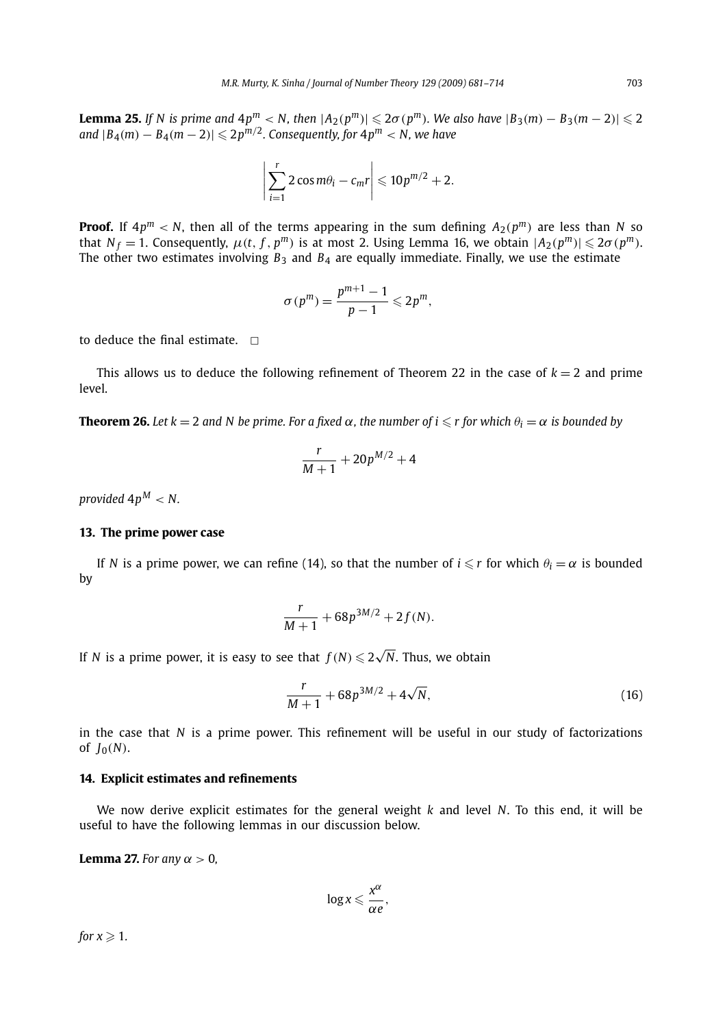**Lemma 25.** *If $N$ is prime and $4p^m < N$, then $|A_2(p^m)| \leqslant 2\sigma(p^m)$. We also have $|B_3(m) - B_3(m-2)| \leqslant 2$ and $|B_4(m) - B_4(m-2)| \leqslant 2p^{m/2}$. Consequently, for $4p^m < N$, we have*

$$\left| \sum_{i=1}^{r} 2\cos m\theta_i - c_m r \right| \leqslant 10p^{m/2} + 2.$$

**Proof.** If $4p^m < N$, then all of the terms appearing in the sum defining $A_2(p^m)$ are less than $N$ so that $N_f = 1$. Consequently, $\mu(t, f, p^m)$ is at most 2. Using Lemma 16, we obtain $|A_2(p^m)| \leqslant 2\sigma(p^m)$. The other two estimates involving $B_3$ and $B_4$ are equally immediate. Finally, we use the estimate

$$\sigma(p^m) = \frac{p^{m+1} - 1}{p - 1} \leqslant 2p^m,$$

to deduce the final estimate. $\square$

This allows us to deduce the following refinement of Theorem 22 in the case of $k = 2$ and prime level.

**Theorem 26.** *Let $k = 2$ and $N$ be prime. For a fixed $\alpha$, the number of $i \leqslant r$ for which $\theta_i = \alpha$ is bounded by*

$$\frac{r}{M+1} + 20p^{M/2} + 4$$

*provided $4p^M < N$.*

## 13. The prime power case

If $N$ is a prime power, we can refine (14), so that the number of $i \leqslant r$ for which $\theta_i = \alpha$ is bounded by

$$\frac{r}{M+1} + 68p^{3M/2} + 2f(N).$$

If $N$ is a prime power, it is easy to see that $f(N) \leqslant 2\sqrt{N}$. Thus, we obtain

$$\frac{r}{M+1} + 68p^{3M/2} + 4\sqrt{N}, \tag{16}$$

in the case that $N$ is a prime power. This refinement will be useful in our study of factorizations of $J_0(N)$.

## 14. Explicit estimates and refinements

We now derive explicit estimates for the general weight $k$ and level $N$. To this end, it will be useful to have the following lemmas in our discussion below.

**Lemma 27.** *For any $\alpha > 0$,*

$$\log x \leqslant \frac{x^\alpha}{\alpha e},$$

*for $x \geqslant 1$.*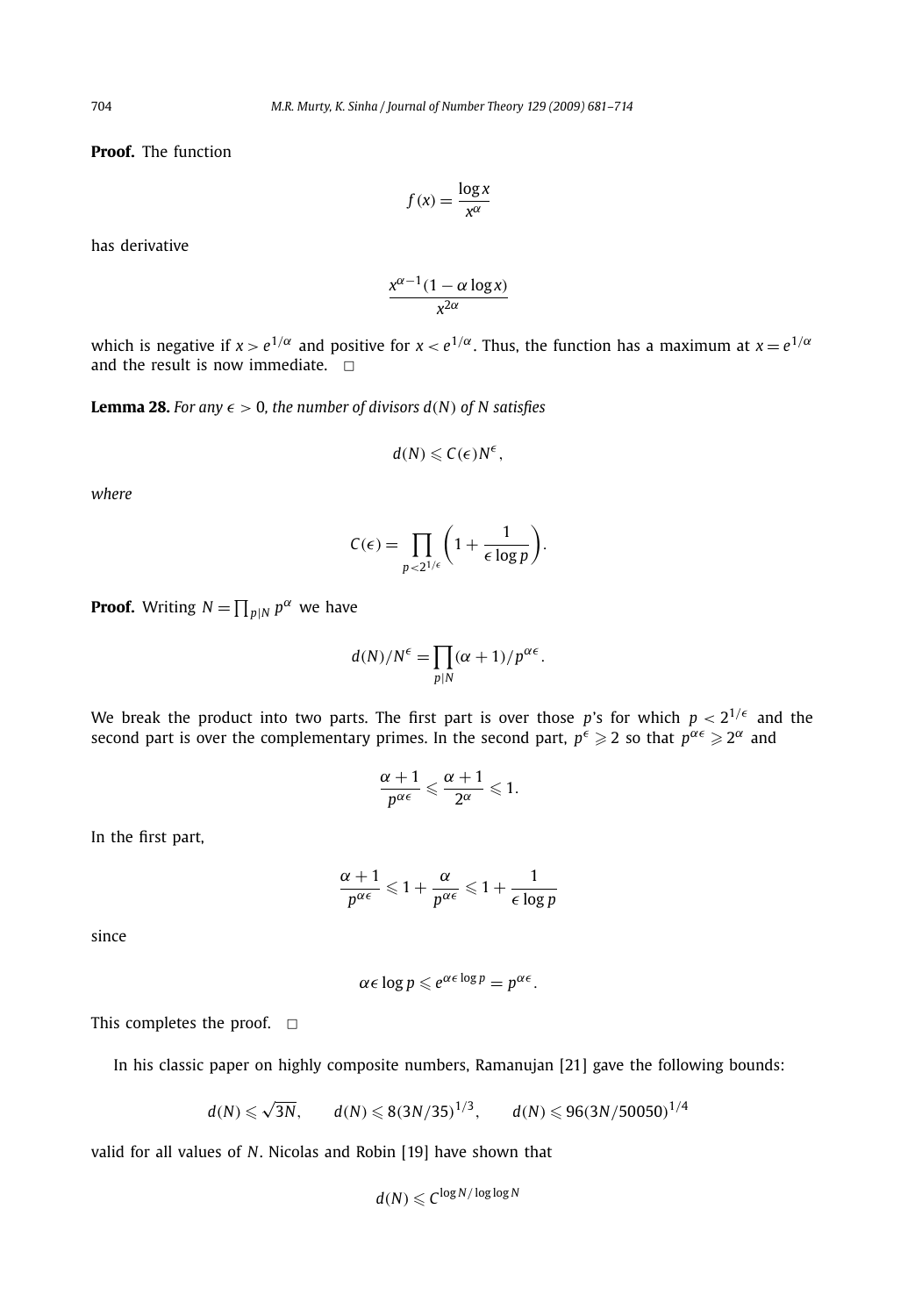**Proof.** The function

$$f(x) = \frac{\log x}{x^{\alpha}}$$

has derivative

$$\frac{x^{\alpha-1}(1 - \alpha \log x)}{x^{2\alpha}}$$

which is negative if $x > e^{1/\alpha}$ and positive for $x < e^{1/\alpha}$. Thus, the function has a maximum at $x = e^{1/\alpha}$ and the result is now immediate. $\square$

**Lemma 28.** *For any $\epsilon > 0$, the number of divisors $d(N)$ of $N$ satisfies*

$$d(N) \leqslant C(\epsilon) N^{\epsilon},$$

*where*

$$C(\epsilon) = \prod_{p < 2^{1/\epsilon}} \left(1 + \frac{1}{\epsilon \log p}\right).$$

**Proof.** Writing $N = \prod_{p|N} p^{\alpha}$ we have

$$d(N)/N^{\epsilon} = \prod_{p|N} (\alpha + 1)/p^{\alpha\epsilon}.$$

We break the product into two parts. The first part is over those $p$'s for which $p < 2^{1/\epsilon}$ and the second part is over the complementary primes. In the second part, $p^{\epsilon} \geqslant 2$ so that $p^{\alpha\epsilon} \geqslant 2^{\alpha}$ and

$$\frac{\alpha + 1}{p^{\alpha\epsilon}} \leqslant \frac{\alpha + 1}{2^{\alpha}} \leqslant 1.$$

In the first part,

$$\frac{\alpha + 1}{p^{\alpha\epsilon}} \leqslant 1 + \frac{\alpha}{p^{\alpha\epsilon}} \leqslant 1 + \frac{1}{\epsilon \log p}$$

since

$$\alpha\epsilon \log p \leqslant e^{\alpha\epsilon \log p} = p^{\alpha\epsilon}.$$

This completes the proof. $\square$

In his classic paper on highly composite numbers, Ramanujan [21] gave the following bounds:

$$d(N) \leqslant \sqrt{3N}, \qquad d(N) \leqslant 8(3N/35)^{1/3}, \qquad d(N) \leqslant 96(3N/50050)^{1/4}$$

valid for all values of $N$. Nicolas and Robin [19] have shown that

$$d(N) \leqslant C^{\log N/\log\log N}$$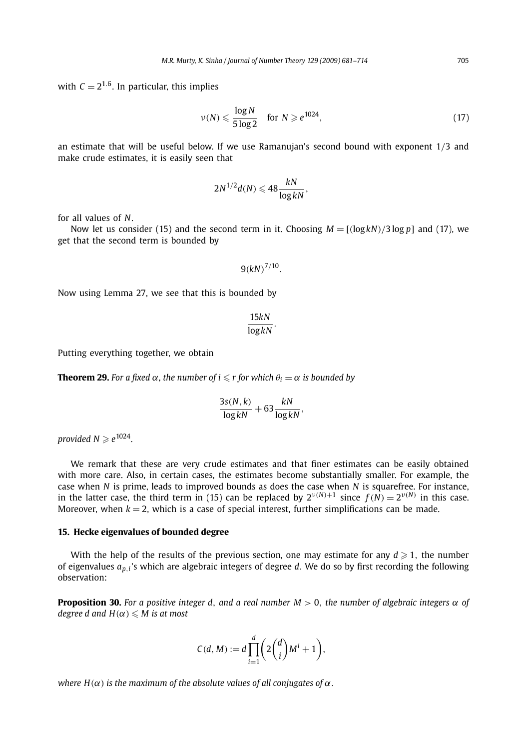with $C = 2^{1.6}$. In particular, this implies

$$\nu(N) \leqslant \frac{\log N}{5 \log 2} \quad \text{for } N \geqslant e^{1024}, \tag{17}$$

an estimate that will be useful below. If we use Ramanujan's second bound with exponent $1/3$ and make crude estimates, it is easily seen that

$$2N^{1/2} d(N) \leqslant 48 \frac{kN}{\log kN},$$

for all values of $N$.

Now let us consider (15) and the second term in it. Choosing $M = [(\log kN)/3 \log p]$ and (17), we get that the second term is bounded by

$$9(kN)^{7/10}.$$

Now using Lemma 27, we see that this is bounded by

$$\frac{15kN}{\log kN}.$$

Putting everything together, we obtain

**Theorem 29.** *For a fixed $\alpha$, the number of $i \leqslant r$ for which $\theta_i = \alpha$ is bounded by*

$$\frac{3s(N,k)}{\log kN} + 63 \frac{kN}{\log kN},$$

*provided $N \geqslant e^{1024}$.*

We remark that these are very crude estimates and that finer estimates can be easily obtained with more care. Also, in certain cases, the estimates become substantially smaller. For example, the case when $N$ is prime, leads to improved bounds as does the case when $N$ is squarefree. For instance, in the latter case, the third term in (15) can be replaced by $2^{\nu(N)+1}$ since $f(N) = 2^{\nu(N)}$ in this case. Moreover, when $k = 2$, which is a case of special interest, further simplifications can be made.

## 15. Hecke eigenvalues of bounded degree

With the help of the results of the previous section, one may estimate for any $d \geqslant 1$, the number of eigenvalues $a_{p,i}$'s which are algebraic integers of degree $d$. We do so by first recording the following observation:

**Proposition 30.** *For a positive integer $d$, and a real number $M > 0$, the number of algebraic integers $\alpha$ of degree $d$ and $H(\alpha) \leqslant M$ is at most*

$$C(d, M) := d \prod_{i=1}^{d} \left( 2\binom{d}{i} M^i + 1 \right),$$

*where $H(\alpha)$ is the maximum of the absolute values of all conjugates of $\alpha$.*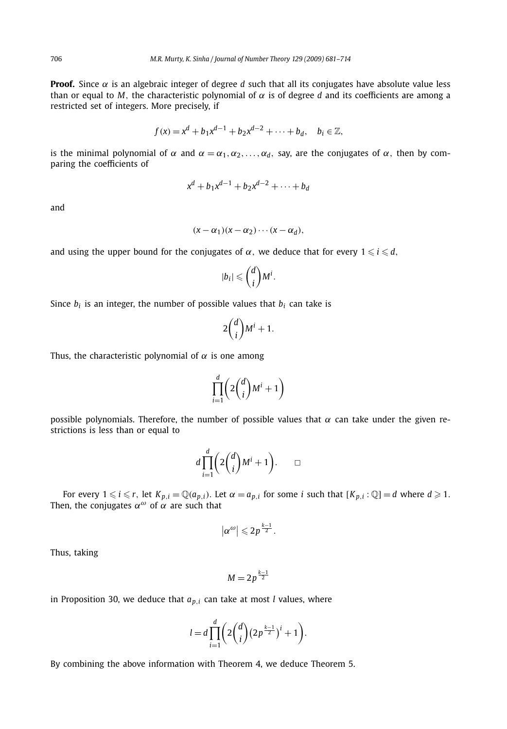**Proof.** Since $\alpha$ is an algebraic integer of degree $d$ such that all its conjugates have absolute value less than or equal to $M$, the characteristic polynomial of $\alpha$ is of degree $d$ and its coefficients are among a restricted set of integers. More precisely, if

$$f(x) = x^d + b_1 x^{d-1} + b_2 x^{d-2} + \cdots + b_d, \quad b_i \in \mathbb{Z},$$

is the minimal polynomial of $\alpha$ and $\alpha = \alpha_1, \alpha_2, \ldots, \alpha_d$, say, are the conjugates of $\alpha$, then by comparing the coefficients of

$$x^d + b_1 x^{d-1} + b_2 x^{d-2} + \cdots + b_d$$

and

$$(x - \alpha_1)(x - \alpha_2) \cdots (x - \alpha_d),$$

and using the upper bound for the conjugates of $\alpha$, we deduce that for every $1 \leqslant i \leqslant d$,

$$|b_i| \leqslant \binom{d}{i} M^i.$$

Since $b_i$ is an integer, the number of possible values that $b_i$ can take is

$$2\binom{d}{i} M^i + 1.$$

Thus, the characteristic polynomial of $\alpha$ is one among

$$\prod_{i=1}^{d} \left( 2\binom{d}{i} M^i + 1 \right)$$

possible polynomials. Therefore, the number of possible values that $\alpha$ can take under the given restrictions is less than or equal to

$$d \prod_{i=1}^{d} \left( 2\binom{d}{i} M^i + 1 \right). \qquad \square$$

For every $1 \leqslant i \leqslant r$, let $K_{p,i} = \mathbb{Q}(a_{p,i})$. Let $\alpha = a_{p,i}$ for some $i$ such that $[K_{p,i} : \mathbb{Q}] = d$ where $d \geqslant 1$. Then, the conjugates $\alpha^{\omega}$ of $\alpha$ are such that

$$\left|\alpha^{\omega}\right| \leqslant 2p^{\frac{k-1}{2}}.$$

Thus, taking

$$M = 2p^{\frac{k-1}{2}}$$

in Proposition 30, we deduce that $a_{p,i}$ can take at most $l$ values, where

$$l = d \prod_{i=1}^{d} \left( 2\binom{d}{i} \left(2p^{\frac{k-1}{2}}\right)^i + 1 \right).$$

By combining the above information with Theorem 4, we deduce Theorem 5.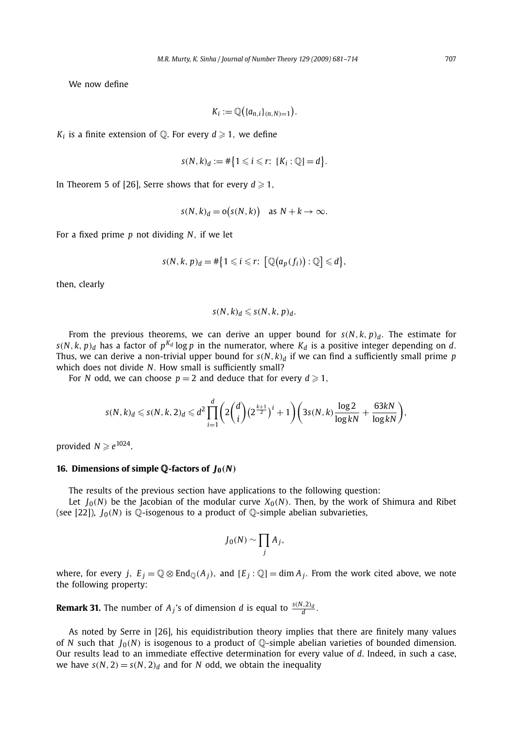We now define

$$K_i := \mathbb{Q}\big(\{a_{n,i}\}_{(n,N)=1}\big).$$

$K_i$ is a finite extension of $\mathbb{Q}$. For every $d \geqslant 1$, we define

$$s(N,k)_d := \#\big\{1 \leqslant i \leqslant r\colon\ [K_i : \mathbb{Q}] = d\big\}.$$

In Theorem 5 of [26], Serre shows that for every $d \geqslant 1$,

$$s(N,k)_d = \mathrm{o}\big(s(N,k)\big) \quad \text{as } N + k \to \infty.$$

For a fixed prime $p$ not dividing $N$, if we let

$$s(N,k,p)_d = \#\big\{1 \leqslant i \leqslant r\colon\ \big[\mathbb{Q}\big(a_p(f_i)\big) : \mathbb{Q}\big] \leqslant d\big\},$$

then, clearly

$$s(N,k)_d \leqslant s(N,k,p)_d.$$

From the previous theorems, we can derive an upper bound for $s(N,k,p)_d$. The estimate for $s(N,k,p)_d$ has a factor of $p^{K_d} \log p$ in the numerator, where $K_d$ is a positive integer depending on $d$. Thus, we can derive a non-trivial upper bound for $s(N,k)_d$ if we can find a sufficiently small prime $p$ which does not divide $N$. How small is sufficiently small?

For $N$ odd, we can choose $p = 2$ and deduce that for every $d \geqslant 1$,

$$s(N,k)_d \leqslant s(N,k,2)_d \leqslant d^2 \prod_{i=1}^{d} \left(2\binom{d}{i}\big(2^{\frac{k+1}{2}}\big)^i + 1\right)\left(3s(N,k)\frac{\log 2}{\log kN} + \frac{63kN}{\log kN}\right),$$

provided $N \geqslant e^{1024}$.

## 16. Dimensions of simple $\mathbb{Q}$-factors of $J_0(N)$

The results of the previous section have applications to the following question:

Let $J_0(N)$ be the Jacobian of the modular curve $X_0(N)$. Then, by the work of Shimura and Ribet (see [22]), $J_0(N)$ is $\mathbb{Q}$-isogenous to a product of $\mathbb{Q}$-simple abelian subvarieties,

$$J_0(N) \sim \prod_j A_j,$$

where, for every $j$, $E_j = \mathbb{Q} \otimes \mathrm{End}_{\mathbb{Q}}(A_j)$, and $[E_j : \mathbb{Q}] = \dim A_j$. From the work cited above, we note the following property:

**Remark 31.** The number of $A_j$'s of dimension $d$ is equal to $\frac{s(N,2)_d}{d}$.

As noted by Serre in [26], his equidistribution theory implies that there are finitely many values of $N$ such that $J_0(N)$ is isogenous to a product of $\mathbb{Q}$-simple abelian varieties of bounded dimension. Our results lead to an immediate effective determination for every value of $d$. Indeed, in such a case, we have $s(N,2) = s(N,2)_d$ and for $N$ odd, we obtain the inequality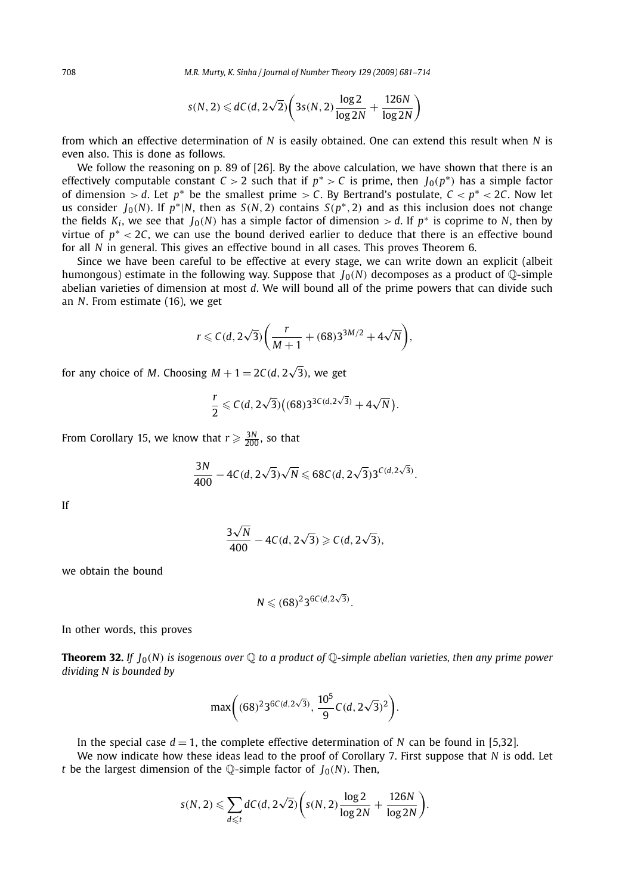$$s(N,2) \leqslant dC(d,2\sqrt{2})\left(3s(N,2)\frac{\log 2}{\log 2N} + \frac{126N}{\log 2N}\right)$$

from which an effective determination of $N$ is easily obtained. One can extend this result when $N$ is even also. This is done as follows.

We follow the reasoning on p. 89 of [26]. By the above calculation, we have shown that there is an effectively computable constant $C > 2$ such that if $p^* > C$ is prime, then $J_0(p^*)$ has a simple factor of dimension $> d$. Let $p^*$ be the smallest prime $> C$. By Bertrand's postulate, $C < p^* < 2C$. Now let us consider $J_0(N)$. If $p^*|N$, then as $S(N,2)$ contains $S(p^*,2)$ and as this inclusion does not change the fields $K_i$, we see that $J_0(N)$ has a simple factor of dimension $> d$. If $p^*$ is coprime to $N$, then by virtue of $p^* < 2C$, we can use the bound derived earlier to deduce that there is an effective bound for all $N$ in general. This gives an effective bound in all cases. This proves Theorem 6.

Since we have been careful to be effective at every stage, we can write down an explicit (albeit humongous) estimate in the following way. Suppose that $J_0(N)$ decomposes as a product of $\mathbb{Q}$-simple abelian varieties of dimension at most $d$. We will bound all of the prime powers that can divide such an $N$. From estimate (16), we get

$$r \leqslant C(d,2\sqrt{3})\left(\frac{r}{M+1} + (68)3^{3M/2} + 4\sqrt{N}\right),$$

for any choice of $M$. Choosing $M+1 = 2C(d,2\sqrt{3})$, we get

$$\frac{r}{2} \leqslant C(d,2\sqrt{3})\left((68)3^{3C(d,2\sqrt{3})} + 4\sqrt{N}\right).$$

From Corollary 15, we know that $r \geqslant \frac{3N}{200}$, so that

$$\frac{3N}{400} - 4C(d,2\sqrt{3})\sqrt{N} \leqslant 68C(d,2\sqrt{3})3^{C(d,2\sqrt{3})}.$$

If

$$\frac{3\sqrt{N}}{400} - 4C(d,2\sqrt{3}) \geqslant C(d,2\sqrt{3}),$$

we obtain the bound

$$N \leqslant (68)^2 3^{6C(d,2\sqrt{3})}.$$

In other words, this proves

**Theorem 32.** *If $J_0(N)$ is isogenous over $\mathbb{Q}$ to a product of $\mathbb{Q}$-simple abelian varieties, then any prime power dividing $N$ is bounded by*

$$\max\left((68)^2 3^{6C(d,2\sqrt{3})}, \frac{10^5}{9}C(d,2\sqrt{3})^2\right).$$

In the special case $d = 1$, the complete effective determination of $N$ can be found in [5,32].

We now indicate how these ideas lead to the proof of Corollary 7. First suppose that $N$ is odd. Let $t$ be the largest dimension of the $\mathbb{Q}$-simple factor of $J_0(N)$. Then,

$$s(N,2) \leqslant \sum_{d \leqslant t} dC(d,2\sqrt{2})\left(s(N,2)\frac{\log 2}{\log 2N} + \frac{126N}{\log 2N}\right).$$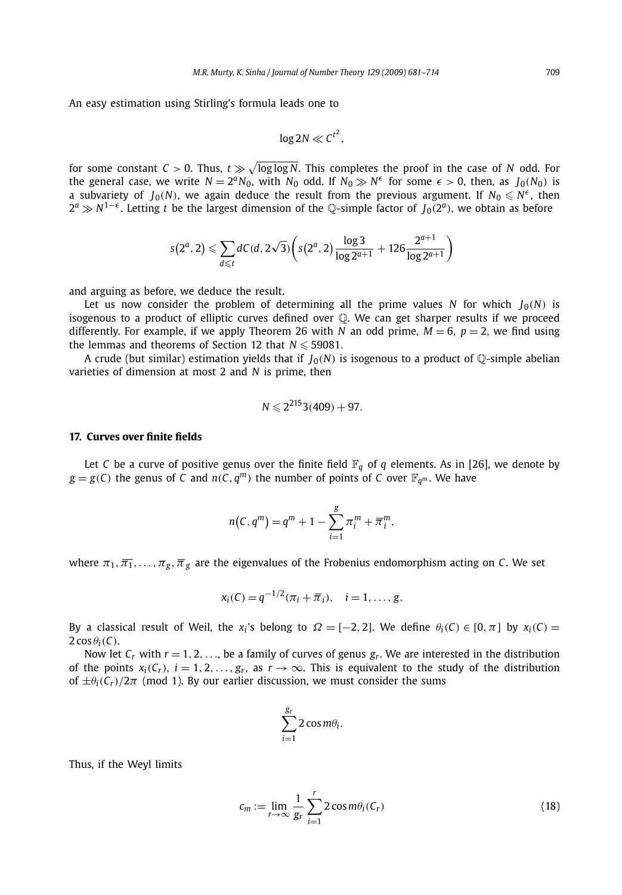An easy estimation using Stirling's formula leads one to

$$\log 2N \ll C^{t^2},$$

for some constant $C > 0$. Thus, $t \gg \sqrt{\log\log N}$. This completes the proof in the case of $N$ odd. For the general case, we write $N = 2^a N_0$, with $N_0$ odd. If $N_0 \gg N^\epsilon$ for some $\epsilon > 0$, then, as $J_0(N_0)$ is a subvariety of $J_0(N)$, we again deduce the result from the previous argument. If $N_0 \leqslant N^\epsilon$, then $2^a \gg N^{1-\epsilon}$. Letting $t$ be the largest dimension of the $\mathbb{Q}$-simple factor of $J_0(2^a)$, we obtain as before

$$s\left(2^a, 2\right) \leqslant \sum_{d \leqslant t} dC(d, 2\sqrt{3})\left(s\left(2^a, 2\right)\frac{\log 3}{\log 2^{a+1}} + 126\frac{2^{a+1}}{\log 2^{a+1}}\right)$$

and arguing as before, we deduce the result.

Let us now consider the problem of determining all the prime values $N$ for which $J_0(N)$ is isogenous to a product of elliptic curves defined over $\mathbb{Q}$. We can get sharper results if we proceed differently. For example, if we apply Theorem 26 with $N$ an odd prime, $M = 6$, $p = 2$, we find using the lemmas and theorems of Section 12 that $N \leqslant 59081$.

A crude (but similar) estimation yields that if $J_0(N)$ is isogenous to a product of $\mathbb{Q}$-simple abelian varieties of dimension at most 2 and $N$ is prime, then

$$N \leqslant 2^{215} 3(409) + 97.$$

## 17. Curves over finite fields

Let $C$ be a curve of positive genus over the finite field $\mathbb{F}_q$ of $q$ elements. As in [26], we denote by $g = g(C)$ the genus of $C$ and $n(C, q^m)$ the number of points of $C$ over $\mathbb{F}_{q^m}$. We have

$$n\left(C, q^m\right) = q^m + 1 - \sum_{i=1}^{g} \pi_i^m + \overline{\pi}_i^m,$$

where $\pi_1, \overline{\pi_1}, \ldots, \pi_g, \overline{\pi}_g$ are the eigenvalues of the Frobenius endomorphism acting on $C$. We set

$$x_i(C) = q^{-1/2}(\pi_i + \overline{\pi}_i), \quad i = 1, \ldots, g.$$

By a classical result of Weil, the $x_i$'s belong to $\Omega = [-2, 2]$. We define $\theta_i(C) \in [0, \pi]$ by $x_i(C) = 2\cos\theta_i(C)$.

Now let $C_r$ with $r = 1, 2, \ldots$, be a family of curves of genus $g_r$. We are interested in the distribution of the points $x_i(C_r)$, $i = 1, 2, \ldots, g_r$, as $r \to \infty$. This is equivalent to the study of the distribution of $\pm\theta_i(C_r)/2\pi \pmod 1$. By our earlier discussion, we must consider the sums

$$\sum_{i=1}^{g_r} 2\cos m\theta_i.$$

Thus, if the Weyl limits

$$c_m := \lim_{r\to\infty} \frac{1}{g_r} \sum_{i=1}^{r} 2\cos m\theta_i(C_r) \tag{18}$$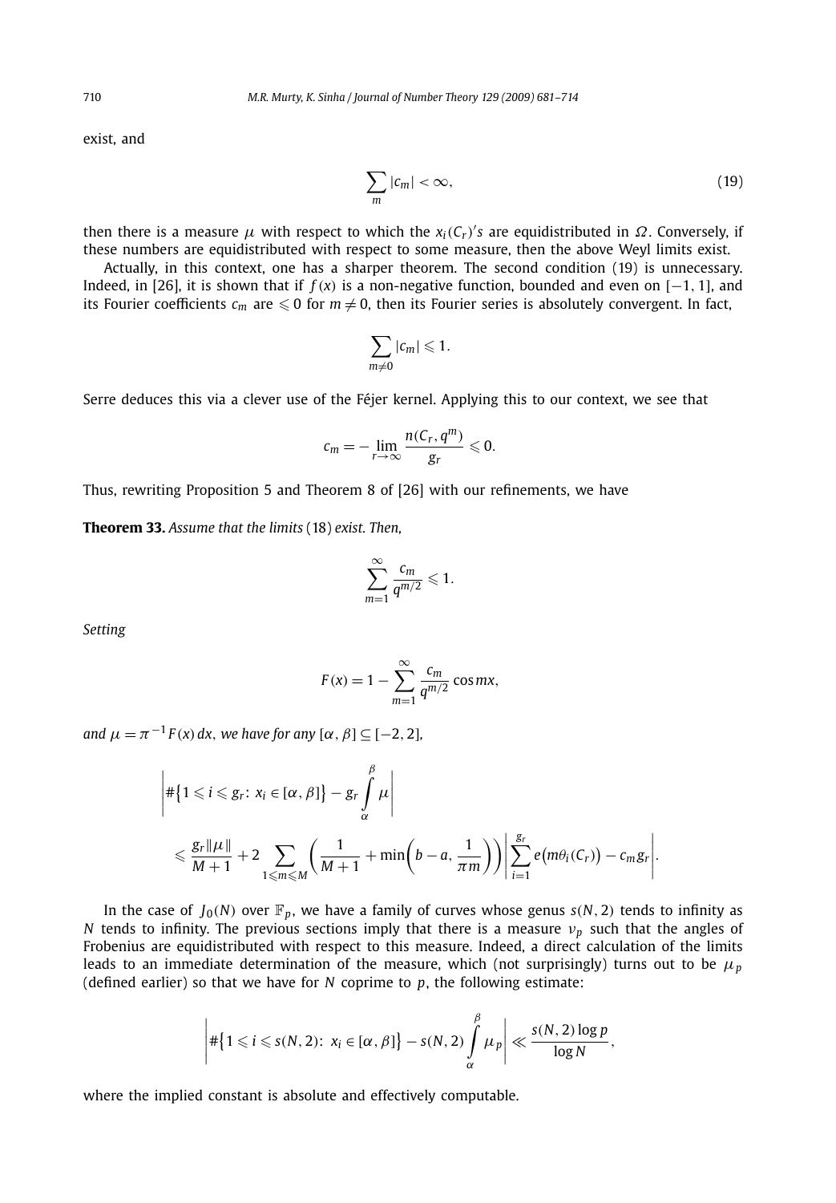exist, and

$$\sum_{m} |c_m| < \infty, \tag{19}$$

then there is a measure $\mu$ with respect to which the $x_i(C_r)'s$ are equidistributed in $\Omega$. Conversely, if these numbers are equidistributed with respect to some measure, then the above Weyl limits exist.

Actually, in this context, one has a sharper theorem. The second condition (19) is unnecessary. Indeed, in [26], it is shown that if $f(x)$ is a non-negative function, bounded and even on $[-1, 1]$, and its Fourier coefficients $c_m$ are $\leqslant 0$ for $m \neq 0$, then its Fourier series is absolutely convergent. In fact,

$$\sum_{m \neq 0} |c_m| \leqslant 1.$$

Serre deduces this via a clever use of the Féjer kernel. Applying this to our context, we see that

$$c_m = -\lim_{r \to \infty} \frac{n(C_r, q^m)}{g_r} \leqslant 0.$$

Thus, rewriting Proposition 5 and Theorem 8 of [26] with our refinements, we have

**Theorem 33.** *Assume that the limits* (18) *exist. Then,*

$$\sum_{m=1}^{\infty} \frac{c_m}{q^{m/2}} \leqslant 1.$$

*Setting*

$$F(x) = 1 - \sum_{m=1}^{\infty} \frac{c_m}{q^{m/2}} \cos mx,$$

*and* $\mu = \pi^{-1} F(x)\, dx$, *we have for any* $[\alpha, \beta] \subseteq [-2, 2]$,

$$\left| \#\{1 \leqslant i \leqslant g_r\colon\ x_i \in [\alpha, \beta]\} - g_r \int_{\alpha}^{\beta} \mu \right|$$
$$\leqslant \frac{g_r \|\mu\|}{M+1} + 2 \sum_{1 \leqslant m \leqslant M} \left( \frac{1}{M+1} + \min\left(b - a, \frac{1}{\pi m}\right) \right) \left| \sum_{i=1}^{g_r} e\big(m\theta_i(C_r)\big) - c_m g_r \right|.$$

In the case of $J_0(N)$ over $\mathbb{F}_p$, we have a family of curves whose genus $s(N, 2)$ tends to infinity as $N$ tends to infinity. The previous sections imply that there is a measure $\nu_p$ such that the angles of Frobenius are equidistributed with respect to this measure. Indeed, a direct calculation of the limits leads to an immediate determination of the measure, which (not surprisingly) turns out to be $\mu_p$ (defined earlier) so that we have for $N$ coprime to $p$, the following estimate:

$$\left| \#\{1 \leqslant i \leqslant s(N, 2)\colon\ x_i \in [\alpha, \beta]\} - s(N, 2) \int_{\alpha}^{\beta} \mu_p \right| \ll \frac{s(N, 2) \log p}{\log N},$$

where the implied constant is absolute and effectively computable.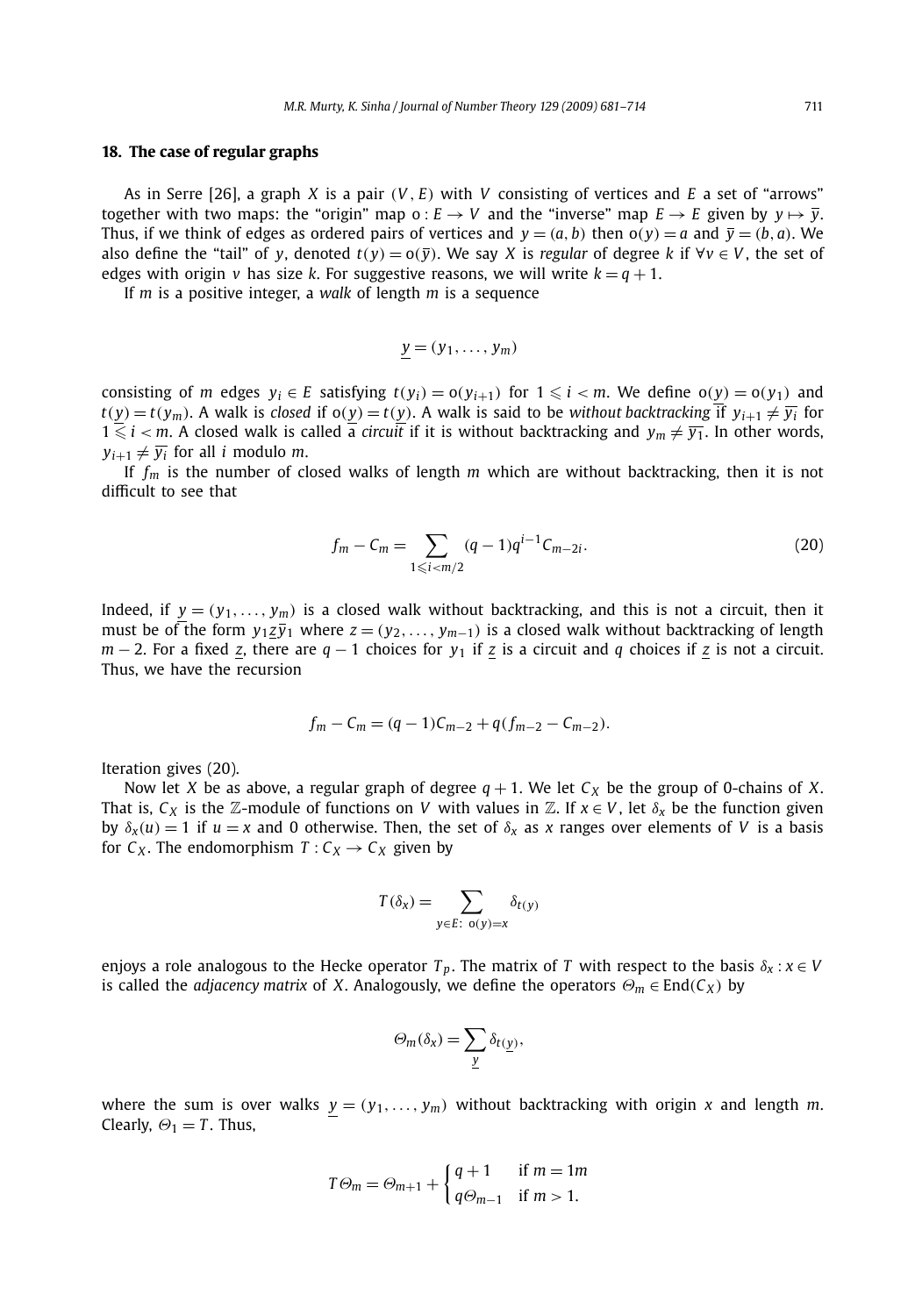## 18. The case of regular graphs

As in Serre [26], a graph $X$ is a pair $(V, E)$ with $V$ consisting of vertices and $E$ a set of "arrows" together with two maps: the "origin" map $\mathrm{o}: E \to V$ and the "inverse" map $E \to E$ given by $y \mapsto \bar{y}$. Thus, if we think of edges as ordered pairs of vertices and $y = (a, b)$ then $\mathrm{o}(y) = a$ and $\bar{y} = (b, a)$. We also define the "tail" of $y$, denoted $t(y) = \mathrm{o}(\bar{y})$. We say $X$ is *regular* of degree $k$ if $\forall v \in V$, the set of edges with origin $v$ has size $k$. For suggestive reasons, we will write $k = q + 1$.

If $m$ is a positive integer, a *walk* of length $m$ is a sequence

$$\underline{y} = (y_1, \ldots, y_m)$$

consisting of $m$ edges $y_i \in E$ satisfying $t(y_i) = \mathrm{o}(y_{i+1})$ for $1 \leqslant i < m$. We define $\mathrm{o}(\underline{y}) = \mathrm{o}(y_1)$ and $t(\underline{y}) = t(y_m)$. A walk is *closed* if $\mathrm{o}(\underline{y}) = t(\underline{y})$. A walk is said to be *without backtracking* if $y_{i+1} \neq \overline{y_i}$ for $1 \leqslant i < m$. A closed walk is called a *circuit* if it is without backtracking and $y_m \neq \overline{y_1}$. In other words, $y_{i+1} \neq \overline{y_i}$ for all $i$ modulo $m$.

If $f_m$ is the number of closed walks of length $m$ which are without backtracking, then it is not difficult to see that

$$f_m - C_m = \sum_{1 \leqslant i < m/2} (q-1) q^{i-1} C_{m-2i}. \tag{20}$$

Indeed, if $\underline{y} = (y_1, \ldots, y_m)$ is a closed walk without backtracking, and this is not a circuit, then it must be of the form $y_1 \underline{z} \bar{y}_1$ where $\underline{z} = (y_2, \ldots, y_{m-1})$ is a closed walk without backtracking of length $m - 2$. For a fixed $\underline{z}$, there are $q - 1$ choices for $y_1$ if $\underline{z}$ is a circuit and $q$ choices if $\underline{z}$ is not a circuit. Thus, we have the recursion

$$f_m - C_m = (q-1) C_{m-2} + q(f_{m-2} - C_{m-2}).$$

Iteration gives (20).

Now let $X$ be as above, a regular graph of degree $q + 1$. We let $C_X$ be the group of 0-chains of $X$. That is, $C_X$ is the $\mathbb{Z}$-module of functions on $V$ with values in $\mathbb{Z}$. If $x \in V$, let $\delta_x$ be the function given by $\delta_x(u) = 1$ if $u = x$ and 0 otherwise. Then, the set of $\delta_x$ as $x$ ranges over elements of $V$ is a basis for $C_X$. The endomorphism $T: C_X \to C_X$ given by

$$T(\delta_x) = \sum_{y \in E:\ \mathrm{o}(y) = x} \delta_{t(y)}$$

enjoys a role analogous to the Hecke operator $T_p$. The matrix of $T$ with respect to the basis $\delta_x : x \in V$ is called the *adjacency matrix* of $X$. Analogously, we define the operators $\Theta_m \in \mathrm{End}(C_X)$ by

$$\Theta_m(\delta_x) = \sum_{\underline{y}} \delta_{t(\underline{y})},$$

where the sum is over walks $\underline{y} = (y_1, \ldots, y_m)$ without backtracking with origin $x$ and length $m$. Clearly, $\Theta_1 = T$. Thus,

$$T\Theta_m = \Theta_{m+1} + \begin{cases} q+1 & \text{if } m = 1m \\ q\Theta_{m-1} & \text{if } m > 1. \end{cases}$$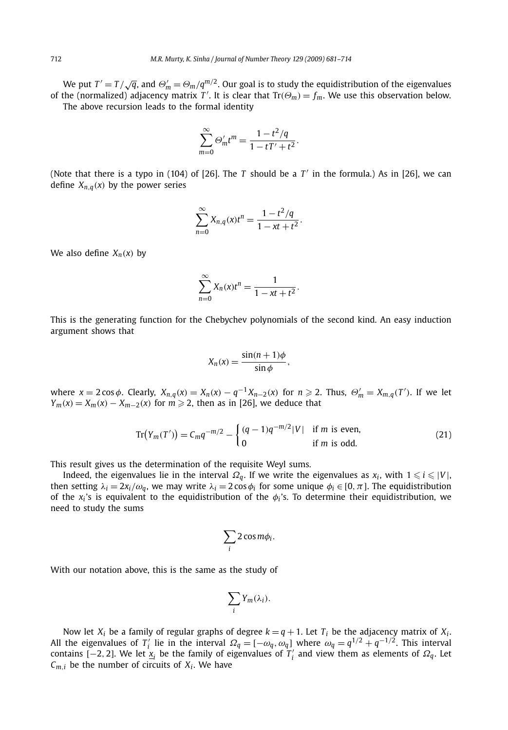We put $T' = T/\sqrt{q}$, and $\Theta'_m = \Theta_m/q^{m/2}$. Our goal is to study the equidistribution of the eigenvalues of the (normalized) adjacency matrix $T'$. It is clear that $\mathrm{Tr}(\Theta_m) = f_m$. We use this observation below.

The above recursion leads to the formal identity

$$\sum_{m=0}^{\infty} \Theta'_m t^m = \frac{1 - t^2/q}{1 - tT' + t^2}.$$

(Note that there is a typo in (104) of [26]. The $T$ should be a $T'$ in the formula.) As in [26], we can define $X_{n,q}(x)$ by the power series

$$\sum_{n=0}^{\infty} X_{n,q}(x) t^n = \frac{1 - t^2/q}{1 - xt + t^2}.$$

We also define $X_n(x)$ by

$$\sum_{n=0}^{\infty} X_n(x) t^n = \frac{1}{1 - xt + t^2}.$$

This is the generating function for the Chebychev polynomials of the second kind. An easy induction argument shows that

$$X_n(x) = \frac{\sin(n+1)\phi}{\sin\phi},$$

where $x = 2\cos\phi$. Clearly, $X_{n,q}(x) = X_n(x) - q^{-1}X_{n-2}(x)$ for $n \geqslant 2$. Thus, $\Theta'_m = X_{m,q}(T')$. If we let $Y_m(x) = X_m(x) - X_{m-2}(x)$ for $m \geqslant 2$, then as in [26], we deduce that

$$\mathrm{Tr}\big(Y_m(T')\big) = C_m q^{-m/2} - \begin{cases} (q-1)q^{-m/2}|V| & \text{if } m \text{ is even,} \\ 0 & \text{if } m \text{ is odd.} \end{cases} \tag{21}$$

This result gives us the determination of the requisite Weyl sums.

Indeed, the eigenvalues lie in the interval $\Omega_q$. If we write the eigenvalues as $x_i$, with $1 \leqslant i \leqslant |V|$, then setting $\lambda_i = 2x_i/\omega_q$, we may write $\lambda_i = 2\cos\phi_i$ for some unique $\phi_i \in [0, \pi]$. The equidistribution of the $x_i$'s is equivalent to the equidistribution of the $\phi_i$'s. To determine their equidistribution, we need to study the sums

$$\sum_i 2\cos m\phi_i.$$

With our notation above, this is the same as the study of

$$\sum_i Y_m(\lambda_i).$$

Now let $X_i$ be a family of regular graphs of degree $k = q + 1$. Let $T_i$ be the adjacency matrix of $X_i$. All the eigenvalues of $T'_i$ lie in the interval $\Omega_q = [-\omega_q, \omega_q]$ where $\omega_q = q^{1/2} + q^{-1/2}$. This interval contains $[-2, 2]$. We let $\underline{x}_i$ be the family of eigenvalues of $T'_i$ and view them as elements of $\Omega_q$. Let $C_{m,i}$ be the number of circuits of $X_i$. We have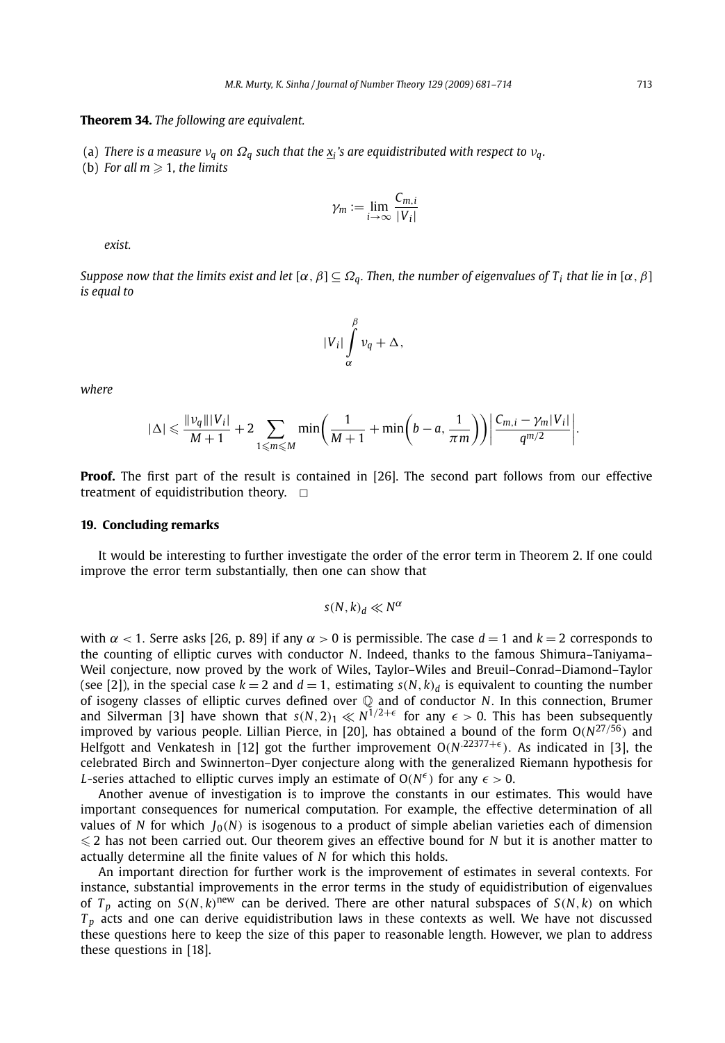**Theorem 34.** *The following are equivalent.*

(a) *There is a measure $\nu_q$ on $\Omega_q$ such that the $\underline{x}_i$'s are equidistributed with respect to $\nu_q$.*

(b) *For all $m \geqslant 1$, the limits*

$$\gamma_m := \lim_{i\to\infty} \frac{C_{m,i}}{|V_i|}$$

*exist.*

*Suppose now that the limits exist and let $[\alpha, \beta] \subseteq \Omega_q$. Then, the number of eigenvalues of $T_i$ that lie in $[\alpha, \beta]$ is equal to*

$$|V_i| \int_{\alpha}^{\beta} \nu_q + \Delta,$$

*where*

$$|\Delta| \leqslant \frac{\|\nu_q\||V_i|}{M+1} + 2 \sum_{1\leqslant m\leqslant M} \min\left(\frac{1}{M+1} + \min\left(b-a, \frac{1}{\pi m}\right)\right) \left|\frac{C_{m,i} - \gamma_m |V_i|}{q^{m/2}}\right|.$$

**Proof.** The first part of the result is contained in [26]. The second part follows from our effective treatment of equidistribution theory. $\square$

## 19. Concluding remarks

It would be interesting to further investigate the order of the error term in Theorem 2. If one could improve the error term substantially, then one can show that

$$s(N,k)_d \ll N^{\alpha}$$

with $\alpha < 1$. Serre asks [26, p. 89] if any $\alpha > 0$ is permissible. The case $d = 1$ and $k = 2$ corresponds to the counting of elliptic curves with conductor $N$. Indeed, thanks to the famous Shimura–Taniyama–Weil conjecture, now proved by the work of Wiles, Taylor–Wiles and Breuil–Conrad–Diamond–Taylor (see [2]), in the special case $k = 2$ and $d = 1$, estimating $s(N,k)_d$ is equivalent to counting the number of isogeny classes of elliptic curves defined over $\mathbb{Q}$ and of conductor $N$. In this connection, Brumer and Silverman [3] have shown that $s(N,2)_1 \ll N^{1/2+\epsilon}$ for any $\epsilon > 0$. This has been subsequently improved by various people. Lillian Pierce, in [20], has obtained a bound of the form $O(N^{27/56})$ and Helfgott and Venkatesh in [12] got the further improvement $O(N^{.22377+\epsilon})$. As indicated in [3], the celebrated Birch and Swinnerton-Dyer conjecture along with the generalized Riemann hypothesis for $L$-series attached to elliptic curves imply an estimate of $O(N^{\epsilon})$ for any $\epsilon > 0$.

Another avenue of investigation is to improve the constants in our estimates. This would have important consequences for numerical computation. For example, the effective determination of all values of $N$ for which $J_0(N)$ is isogenous to a product of simple abelian varieties each of dimension $\leqslant 2$ has not been carried out. Our theorem gives an effective bound for $N$ but it is another matter to actually determine all the finite values of $N$ for which this holds.

An important direction for further work is the improvement of estimates in several contexts. For instance, substantial improvements in the error terms in the study of equidistribution of eigenvalues of $T_p$ acting on $S(N,k)^{\text{new}}$ can be derived. There are other natural subspaces of $S(N,k)$ on which $T_p$ acts and one can derive equidistribution laws in these contexts as well. We have not discussed these questions here to keep the size of this paper to reasonable length. However, we plan to address these questions in [18].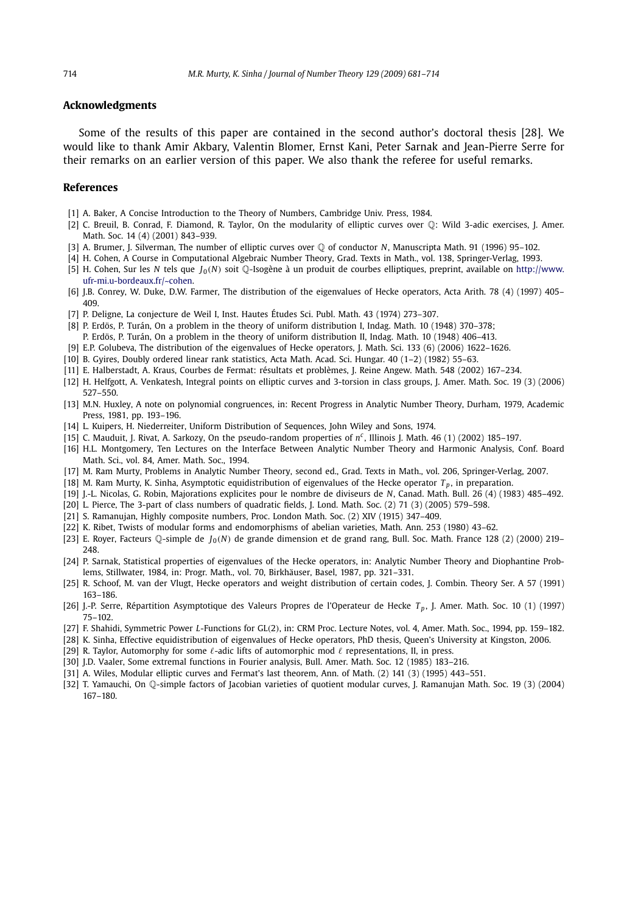## Acknowledgments

Some of the results of this paper are contained in the second author's doctoral thesis [28]. We would like to thank Amir Akbary, Valentin Blomer, Ernst Kani, Peter Sarnak and Jean-Pierre Serre for their remarks on an earlier version of this paper. We also thank the referee for useful remarks.

## References

[1] A. Baker, A Concise Introduction to the Theory of Numbers, Cambridge Univ. Press, 1984.

[2] C. Breuil, B. Conrad, F. Diamond, R. Taylor, On the modularity of elliptic curves over $\mathbb{Q}$: Wild 3-adic exercises, J. Amer. Math. Soc. 14 (4) (2001) 843–939.

[3] A. Brumer, J. Silverman, The number of elliptic curves over $\mathbb{Q}$ of conductor $N$, Manuscripta Math. 91 (1996) 95–102.

[4] H. Cohen, A Course in Computational Algebraic Number Theory, Grad. Texts in Math., vol. 138, Springer-Verlag, 1993.

[5] H. Cohen, Sur les $N$ tels que $J_0(N)$ soit $\mathbb{Q}$-Isogène à un produit de courbes elliptiques, preprint, available on http://www.ufr-mi.u-bordeaux.fr/~cohen.

[6] J.B. Conrey, W. Duke, D.W. Farmer, The distribution of the eigenvalues of Hecke operators, Acta Arith. 78 (4) (1997) 405–409.

[7] P. Deligne, La conjecture de Weil I, Inst. Hautes Études Sci. Publ. Math. 43 (1974) 273–307.

[8] P. Erdös, P. Turán, On a problem in the theory of uniform distribution I, Indag. Math. 10 (1948) 370–378; P. Erdös, P. Turán, On a problem in the theory of uniform distribution II, Indag. Math. 10 (1948) 406–413.

[9] E.P. Golubeva, The distribution of the eigenvalues of Hecke operators, J. Math. Sci. 133 (6) (2006) 1622–1626.

[10] B. Gyires, Doubly ordered linear rank statistics, Acta Math. Acad. Sci. Hungar. 40 (1–2) (1982) 55–63.

[11] E. Halberstadt, A. Kraus, Courbes de Fermat: résultats et problèmes, J. Reine Angew. Math. 548 (2002) 167–234.

[12] H. Helfgott, A. Venkatesh, Integral points on elliptic curves and 3-torsion in class groups, J. Amer. Math. Soc. 19 (3) (2006) 527–550.

[13] M.N. Huxley, A note on polynomial congruences, in: Recent Progress in Analytic Number Theory, Durham, 1979, Academic Press, 1981, pp. 193–196.

[14] L. Kuipers, H. Niederreiter, Uniform Distribution of Sequences, John Wiley and Sons, 1974.

[15] C. Mauduit, J. Rivat, A. Sarkozy, On the pseudo-random properties of $n^c$, Illinois J. Math. 46 (1) (2002) 185–197.

[16] H.L. Montgomery, Ten Lectures on the Interface Between Analytic Number Theory and Harmonic Analysis, Conf. Board Math. Sci., vol. 84, Amer. Math. Soc., 1994.

[17] M. Ram Murty, Problems in Analytic Number Theory, second ed., Grad. Texts in Math., vol. 206, Springer-Verlag, 2007.

[18] M. Ram Murty, K. Sinha, Asymptotic equidistribution of eigenvalues of the Hecke operator $T_p$, in preparation.

[19] J.-L. Nicolas, G. Robin, Majorations explicites pour le nombre de diviseurs de $N$, Canad. Math. Bull. 26 (4) (1983) 485–492.

[20] L. Pierce, The 3-part of class numbers of quadratic fields, J. Lond. Math. Soc. (2) 71 (3) (2005) 579–598.

[21] S. Ramanujan, Highly composite numbers, Proc. London Math. Soc. (2) XIV (1915) 347–409.

[22] K. Ribet, Twists of modular forms and endomorphisms of abelian varieties, Math. Ann. 253 (1980) 43–62.

[23] E. Royer, Facteurs $\mathbb{Q}$-simple de $J_0(N)$ de grande dimension et de grand rang, Bull. Soc. Math. France 128 (2) (2000) 219–248.

[24] P. Sarnak, Statistical properties of eigenvalues of the Hecke operators, in: Analytic Number Theory and Diophantine Problems, Stillwater, 1984, in: Progr. Math., vol. 70, Birkhäuser, Basel, 1987, pp. 321–331.

[25] R. Schoof, M. van der Vlugt, Hecke operators and weight distribution of certain codes, J. Combin. Theory Ser. A 57 (1991) 163–186.

[26] J.-P. Serre, Répartition Asymptotique des Valeurs Propres de l'Operateur de Hecke $T_p$, J. Amer. Math. Soc. 10 (1) (1997) 75–102.

[27] F. Shahidi, Symmetric Power $L$-Functions for GL(2), in: CRM Proc. Lecture Notes, vol. 4, Amer. Math. Soc., 1994, pp. 159–182.

[28] K. Sinha, Effective equidistribution of eigenvalues of Hecke operators, PhD thesis, Queen's University at Kingston, 2006.

[29] R. Taylor, Automorphy for some $\ell$-adic lifts of automorphic mod $\ell$ representations, II, in press.

[30] J.D. Vaaler, Some extremal functions in Fourier analysis, Bull. Amer. Math. Soc. 12 (1985) 183–216.

[31] A. Wiles, Modular elliptic curves and Fermat's last theorem, Ann. of Math. (2) 141 (3) (1995) 443–551.

[32] T. Yamauchi, On $\mathbb{Q}$-simple factors of Jacobian varieties of quotient modular curves, J. Ramanujan Math. Soc. 19 (3) (2004) 167–180.